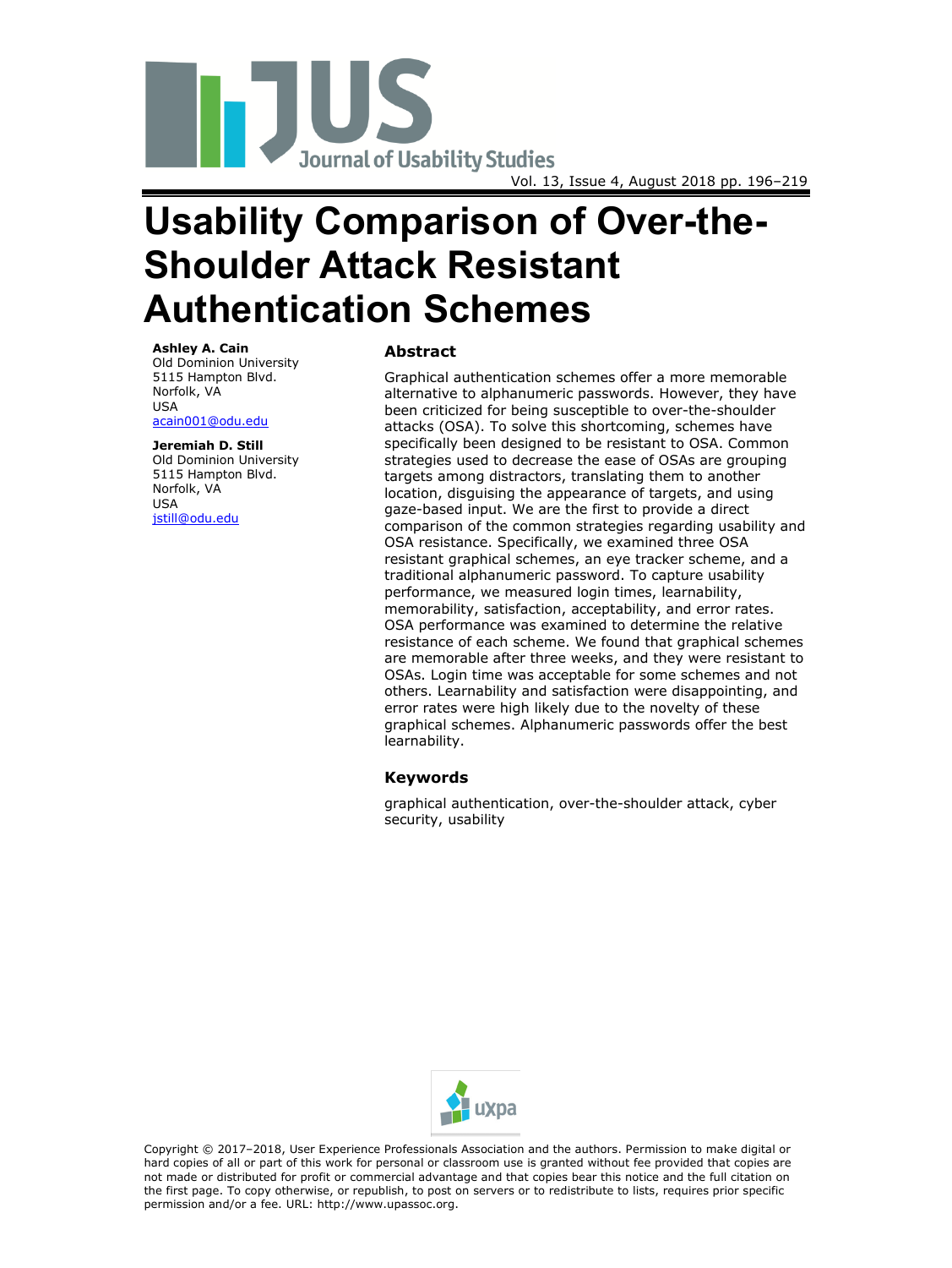# Usability Comparison of Over-the-Shoulder Attack Resistant Authentication Schemes

**Ashley A. Cain**
Old Dominion University
5115 Hampton Blvd.
Norfolk, VA
USA
acain001@odu.edu

**Jeremiah D. Still**
Old Dominion University
5115 Hampton Blvd.
Norfolk, VA
USA
jstill@odu.edu

## Abstract

Graphical authentication schemes offer a more memorable alternative to alphanumeric passwords. However, they have been criticized for being susceptible to over-the-shoulder attacks (OSA). To solve this shortcoming, schemes have specifically been designed to be resistant to OSA. Common strategies used to decrease the ease of OSAs are grouping targets among distractors, translating them to another location, disguising the appearance of targets, and using gaze-based input. We are the first to provide a direct comparison of the common strategies regarding usability and OSA resistance. Specifically, we examined three OSA resistant graphical schemes, an eye tracker scheme, and a traditional alphanumeric password. To capture usability performance, we measured login times, learnability, memorability, satisfaction, acceptability, and error rates. OSA performance was examined to determine the relative resistance of each scheme. We found that graphical schemes are memorable after three weeks, and they were resistant to OSAs. Login time was acceptable for some schemes and not others. Learnability and satisfaction were disappointing, and error rates were high likely due to the novelty of these graphical schemes. Alphanumeric passwords offer the best learnability.

## Keywords

graphical authentication, over-the-shoulder attack, cyber security, usability

Copyright © 2017–2018, User Experience Professionals Association and the authors. Permission to make digital or hard copies of all or part of this work for personal or classroom use is granted without fee provided that copies are not made or distributed for profit or commercial advantage and that copies bear this notice and the full citation on the first page. To copy otherwise, or republish, to post on servers or to redistribute to lists, requires prior specific permission and/or a fee. URL: http://www.upassoc.org.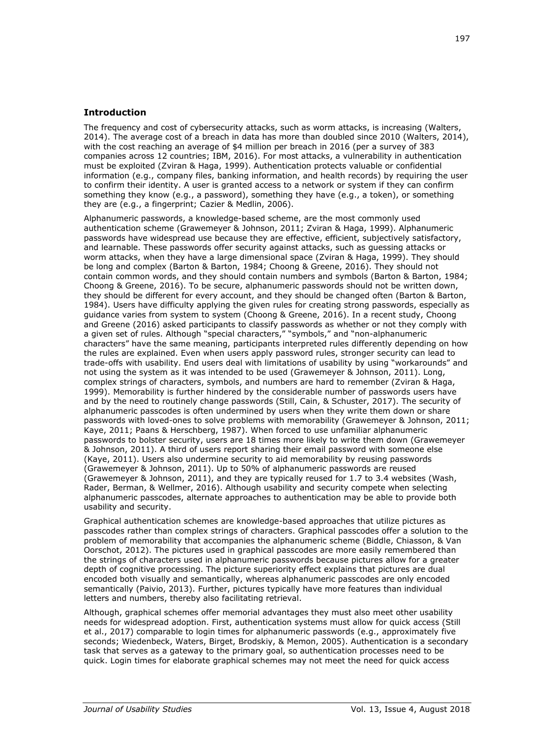## Introduction

The frequency and cost of cybersecurity attacks, such as worm attacks, is increasing (Walters, 2014). The average cost of a breach in data has more than doubled since 2010 (Walters, 2014), with the cost reaching an average of $4 million per breach in 2016 (per a survey of 383 companies across 12 countries; IBM, 2016). For most attacks, a vulnerability in authentication must be exploited (Zviran & Haga, 1999). Authentication protects valuable or confidential information (e.g., company files, banking information, and health records) by requiring the user to confirm their identity. A user is granted access to a network or system if they can confirm something they know (e.g., a password), something they have (e.g., a token), or something they are (e.g., a fingerprint; Cazier & Medlin, 2006).

Alphanumeric passwords, a knowledge-based scheme, are the most commonly used authentication scheme (Grawemeyer & Johnson, 2011; Zviran & Haga, 1999). Alphanumeric passwords have widespread use because they are effective, efficient, subjectively satisfactory, and learnable. These passwords offer security against attacks, such as guessing attacks or worm attacks, when they have a large dimensional space (Zviran & Haga, 1999). They should be long and complex (Barton & Barton, 1984; Choong & Greene, 2016). They should not contain common words, and they should contain numbers and symbols (Barton & Barton, 1984; Choong & Greene, 2016). To be secure, alphanumeric passwords should not be written down, they should be different for every account, and they should be changed often (Barton & Barton, 1984). Users have difficulty applying the given rules for creating strong passwords, especially as guidance varies from system to system (Choong & Greene, 2016). In a recent study, Choong and Greene (2016) asked participants to classify passwords as whether or not they comply with a given set of rules. Although "special characters," "symbols," and "non-alphanumeric characters" have the same meaning, participants interpreted rules differently depending on how the rules are explained. Even when users apply password rules, stronger security can lead to trade-offs with usability. End users deal with limitations of usability by using "workarounds" and not using the system as it was intended to be used (Grawemeyer & Johnson, 2011). Long, complex strings of characters, symbols, and numbers are hard to remember (Zviran & Haga, 1999). Memorability is further hindered by the considerable number of passwords users have and by the need to routinely change passwords (Still, Cain, & Schuster, 2017). The security of alphanumeric passcodes is often undermined by users when they write them down or share passwords with loved-ones to solve problems with memorability (Grawemeyer & Johnson, 2011; Kaye, 2011; Paans & Herschberg, 1987). When forced to use unfamiliar alphanumeric passwords to bolster security, users are 18 times more likely to write them down (Grawemeyer & Johnson, 2011). A third of users report sharing their email password with someone else (Kaye, 2011). Users also undermine security to aid memorability by reusing passwords (Grawemeyer & Johnson, 2011). Up to 50% of alphanumeric passwords are reused (Grawemeyer & Johnson, 2011), and they are typically reused for 1.7 to 3.4 websites (Wash, Rader, Berman, & Wellmer, 2016). Although usability and security compete when selecting alphanumeric passcodes, alternate approaches to authentication may be able to provide both usability and security.

Graphical authentication schemes are knowledge-based approaches that utilize pictures as passcodes rather than complex strings of characters. Graphical passcodes offer a solution to the problem of memorability that accompanies the alphanumeric scheme (Biddle, Chiasson, & Van Oorschot, 2012). The pictures used in graphical passcodes are more easily remembered than the strings of characters used in alphanumeric passwords because pictures allow for a greater depth of cognitive processing. The picture superiority effect explains that pictures are dual encoded both visually and semantically, whereas alphanumeric passcodes are only encoded semantically (Paivio, 2013). Further, pictures typically have more features than individual letters and numbers, thereby also facilitating retrieval.

Although, graphical schemes offer memorial advantages they must also meet other usability needs for widespread adoption. First, authentication systems must allow for quick access (Still et al., 2017) comparable to login times for alphanumeric passwords (e.g., approximately five seconds; Wiedenbeck, Waters, Birget, Brodskiy, & Memon, 2005). Authentication is a secondary task that serves as a gateway to the primary goal, so authentication processes need to be quick. Login times for elaborate graphical schemes may not meet the need for quick access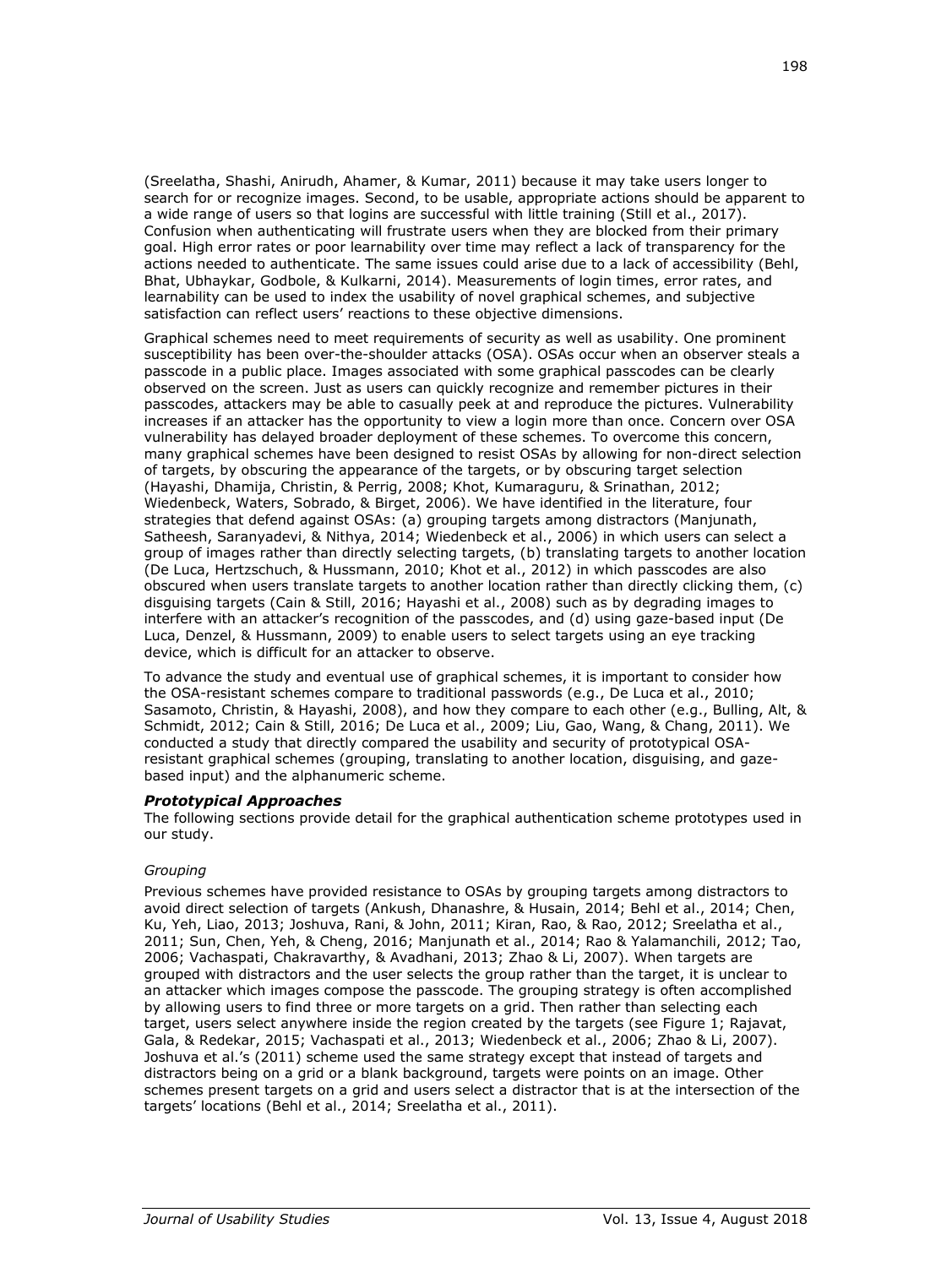(Sreelatha, Shashi, Anirudh, Ahamer, & Kumar, 2011) because it may take users longer to search for or recognize images. Second, to be usable, appropriate actions should be apparent to a wide range of users so that logins are successful with little training (Still et al., 2017). Confusion when authenticating will frustrate users when they are blocked from their primary goal. High error rates or poor learnability over time may reflect a lack of transparency for the actions needed to authenticate. The same issues could arise due to a lack of accessibility (Behl, Bhat, Ubhaykar, Godbole, & Kulkarni, 2014). Measurements of login times, error rates, and learnability can be used to index the usability of novel graphical schemes, and subjective satisfaction can reflect users' reactions to these objective dimensions.

Graphical schemes need to meet requirements of security as well as usability. One prominent susceptibility has been over-the-shoulder attacks (OSA). OSAs occur when an observer steals a passcode in a public place. Images associated with some graphical passcodes can be clearly observed on the screen. Just as users can quickly recognize and remember pictures in their passcodes, attackers may be able to casually peek at and reproduce the pictures. Vulnerability increases if an attacker has the opportunity to view a login more than once. Concern over OSA vulnerability has delayed broader deployment of these schemes. To overcome this concern, many graphical schemes have been designed to resist OSAs by allowing for non-direct selection of targets, by obscuring the appearance of the targets, or by obscuring target selection (Hayashi, Dhamija, Christin, & Perrig, 2008; Khot, Kumaraguru, & Srinathan, 2012; Wiedenbeck, Waters, Sobrado, & Birget, 2006). We have identified in the literature, four strategies that defend against OSAs: (a) grouping targets among distractors (Manjunath, Satheesh, Saranyadevi, & Nithya, 2014; Wiedenbeck et al., 2006) in which users can select a group of images rather than directly selecting targets, (b) translating targets to another location (De Luca, Hertzschuch, & Hussmann, 2010; Khot et al., 2012) in which passcodes are also obscured when users translate targets to another location rather than directly clicking them, (c) disguising targets (Cain & Still, 2016; Hayashi et al., 2008) such as by degrading images to interfere with an attacker's recognition of the passcodes, and (d) using gaze-based input (De Luca, Denzel, & Hussmann, 2009) to enable users to select targets using an eye tracking device, which is difficult for an attacker to observe.

To advance the study and eventual use of graphical schemes, it is important to consider how the OSA-resistant schemes compare to traditional passwords (e.g., De Luca et al., 2010; Sasamoto, Christin, & Hayashi, 2008), and how they compare to each other (e.g., Bulling, Alt, & Schmidt, 2012; Cain & Still, 2016; De Luca et al., 2009; Liu, Gao, Wang, & Chang, 2011). We conducted a study that directly compared the usability and security of prototypical OSA-resistant graphical schemes (grouping, translating to another location, disguising, and gaze-based input) and the alphanumeric scheme.

### *Prototypical Approaches*

The following sections provide detail for the graphical authentication scheme prototypes used in our study.

#### *Grouping*

Previous schemes have provided resistance to OSAs by grouping targets among distractors to avoid direct selection of targets (Ankush, Dhanashre, & Husain, 2014; Behl et al., 2014; Chen, Ku, Yeh, Liao, 2013; Joshuva, Rani, & John, 2011; Kiran, Rao, & Rao, 2012; Sreelatha et al., 2011; Sun, Chen, Yeh, & Cheng, 2016; Manjunath et al., 2014; Rao & Yalamanchili, 2012; Tao, 2006; Vachaspati, Chakravarthy, & Avadhani, 2013; Zhao & Li, 2007). When targets are grouped with distractors and the user selects the group rather than the target, it is unclear to an attacker which images compose the passcode. The grouping strategy is often accomplished by allowing users to find three or more targets on a grid. Then rather than selecting each target, users select anywhere inside the region created by the targets (see Figure 1; Rajavat, Gala, & Redekar, 2015; Vachaspati et al., 2013; Wiedenbeck et al., 2006; Zhao & Li, 2007). Joshuva et al.'s (2011) scheme used the same strategy except that instead of targets and distractors being on a grid or a blank background, targets were points on an image. Other schemes present targets on a grid and users select a distractor that is at the intersection of the targets' locations (Behl et al., 2014; Sreelatha et al., 2011).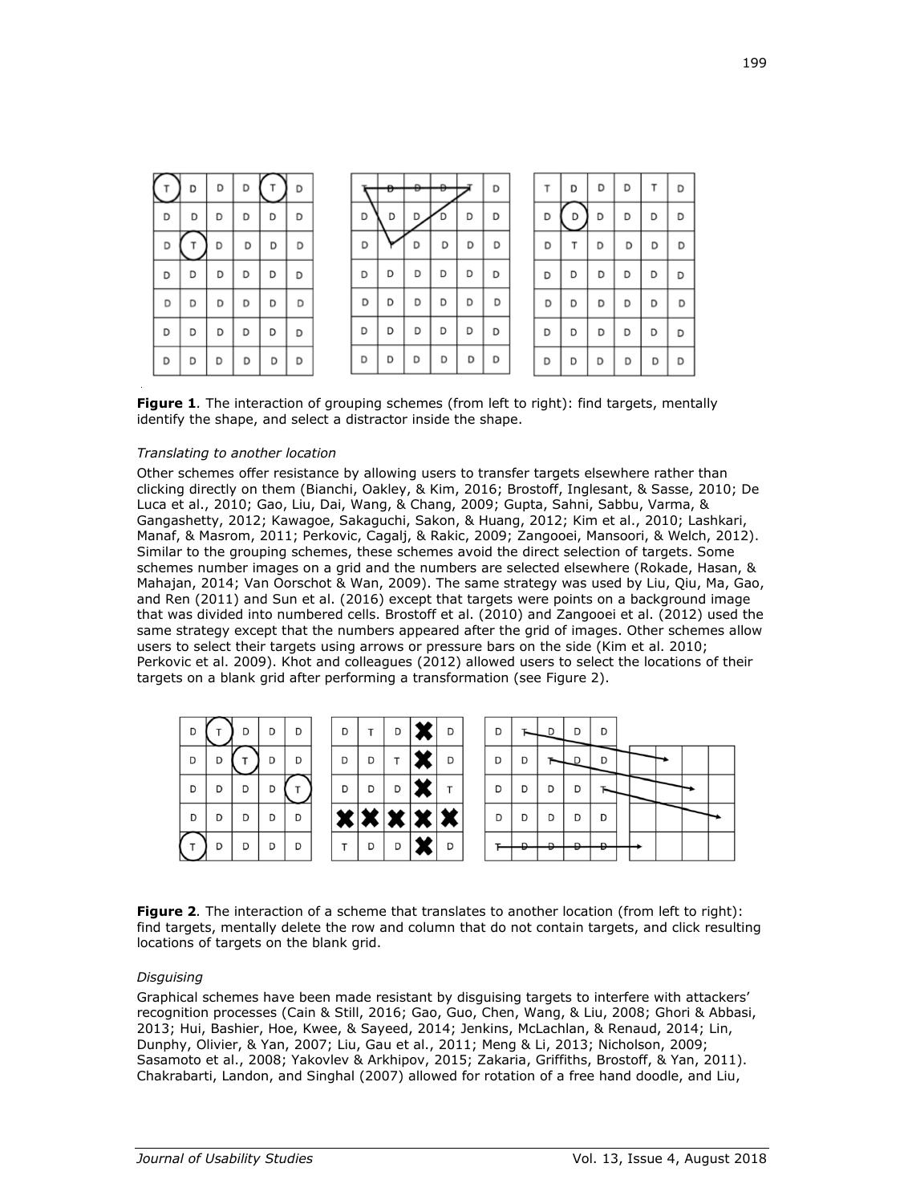**Figure 1**. The interaction of grouping schemes (from left to right): find targets, mentally identify the shape, and select a distractor inside the shape.

*Translating to another location*

Other schemes offer resistance by allowing users to transfer targets elsewhere rather than clicking directly on them (Bianchi, Oakley, & Kim, 2016; Brostoff, Inglesant, & Sasse, 2010; De Luca et al., 2010; Gao, Liu, Dai, Wang, & Chang, 2009; Gupta, Sahni, Sabbu, Varma, & Gangashetty, 2012; Kawagoe, Sakaguchi, Sakon, & Huang, 2012; Kim et al., 2010; Lashkari, Manaf, & Masrom, 2011; Perkovic, Cagalj, & Rakic, 2009; Zangooei, Mansoori, & Welch, 2012). Similar to the grouping schemes, these schemes avoid the direct selection of targets. Some schemes number images on a grid and the numbers are selected elsewhere (Rokade, Hasan, & Mahajan, 2014; Van Oorschot & Wan, 2009). The same strategy was used by Liu, Qiu, Ma, Gao, and Ren (2011) and Sun et al. (2016) except that targets were points on a background image that was divided into numbered cells. Brostoff et al. (2010) and Zangooei et al. (2012) used the same strategy except that the numbers appeared after the grid of images. Other schemes allow users to select their targets using arrows or pressure bars on the side (Kim et al. 2010; Perkovic et al. 2009). Khot and colleagues (2012) allowed users to select the locations of their targets on a blank grid after performing a transformation (see Figure 2).

**Figure 2**. The interaction of a scheme that translates to another location (from left to right): find targets, mentally delete the row and column that do not contain targets, and click resulting locations of targets on the blank grid.

*Disguising*

Graphical schemes have been made resistant by disguising targets to interfere with attackers' recognition processes (Cain & Still, 2016; Gao, Guo, Chen, Wang, & Liu, 2008; Ghori & Abbasi, 2013; Hui, Bashier, Hoe, Kwee, & Sayeed, 2014; Jenkins, McLachlan, & Renaud, 2014; Lin, Dunphy, Olivier, & Yan, 2007; Liu, Gau et al., 2011; Meng & Li, 2013; Nicholson, 2009; Sasamoto et al., 2008; Yakovlev & Arkhipov, 2015; Zakaria, Griffiths, Brostoff, & Yan, 2011). Chakrabarti, Landon, and Singhal (2007) allowed for rotation of a free hand doodle, and Liu,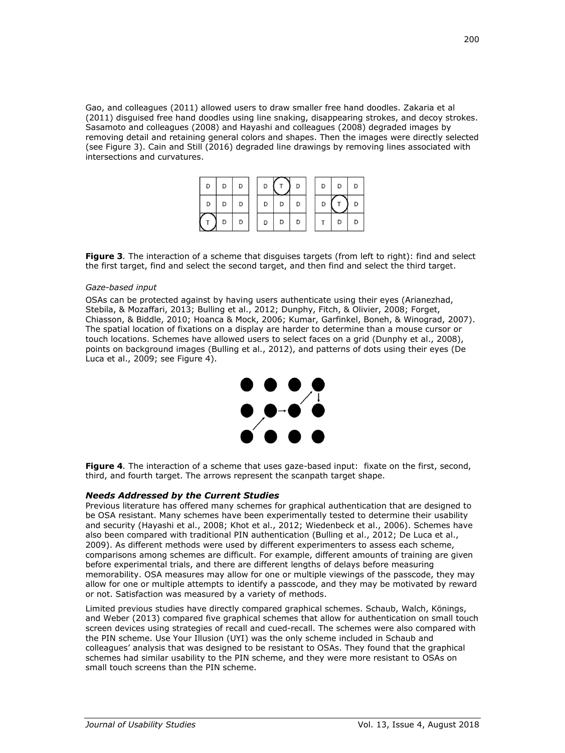Gao, and colleagues (2011) allowed users to draw smaller free hand doodles. Zakaria et al (2011) disguised free hand doodles using line snaking, disappearing strokes, and decoy strokes. Sasamoto and colleagues (2008) and Hayashi and colleagues (2008) degraded images by removing detail and retaining general colors and shapes. Then the images were directly selected (see Figure 3). Cain and Still (2016) degraded line drawings by removing lines associated with intersections and curvatures.

**Figure 3**. The interaction of a scheme that disguises targets (from left to right): find and select the first target, find and select the second target, and then find and select the third target.

*Gaze-based input*

OSAs can be protected against by having users authenticate using their eyes (Arianezhad, Stebila, & Mozaffari, 2013; Bulling et al., 2012; Dunphy, Fitch, & Olivier, 2008; Forget, Chiasson, & Biddle, 2010; Hoanca & Mock, 2006; Kumar, Garfinkel, Boneh, & Winograd, 2007). The spatial location of fixations on a display are harder to determine than a mouse cursor or touch locations. Schemes have allowed users to select faces on a grid (Dunphy et al., 2008), points on background images (Bulling et al., 2012), and patterns of dots using their eyes (De Luca et al., 2009; see Figure 4).

**Figure 4**. The interaction of a scheme that uses gaze-based input: fixate on the first, second, third, and fourth target. The arrows represent the scanpath target shape.

### *Needs Addressed by the Current Studies*

Previous literature has offered many schemes for graphical authentication that are designed to be OSA resistant. Many schemes have been experimentally tested to determine their usability and security (Hayashi et al., 2008; Khot et al., 2012; Wiedenbeck et al., 2006). Schemes have also been compared with traditional PIN authentication (Bulling et al., 2012; De Luca et al., 2009). As different methods were used by different experimenters to assess each scheme, comparisons among schemes are difficult. For example, different amounts of training are given before experimental trials, and there are different lengths of delays before measuring memorability. OSA measures may allow for one or multiple viewings of the passcode, they may allow for one or multiple attempts to identify a passcode, and they may be motivated by reward or not. Satisfaction was measured by a variety of methods.

Limited previous studies have directly compared graphical schemes. Schaub, Walch, Könings, and Weber (2013) compared five graphical schemes that allow for authentication on small touch screen devices using strategies of recall and cued-recall. The schemes were also compared with the PIN scheme. Use Your Illusion (UYI) was the only scheme included in Schaub and colleagues' analysis that was designed to be resistant to OSAs. They found that the graphical schemes had similar usability to the PIN scheme, and they were more resistant to OSAs on small touch screens than the PIN scheme.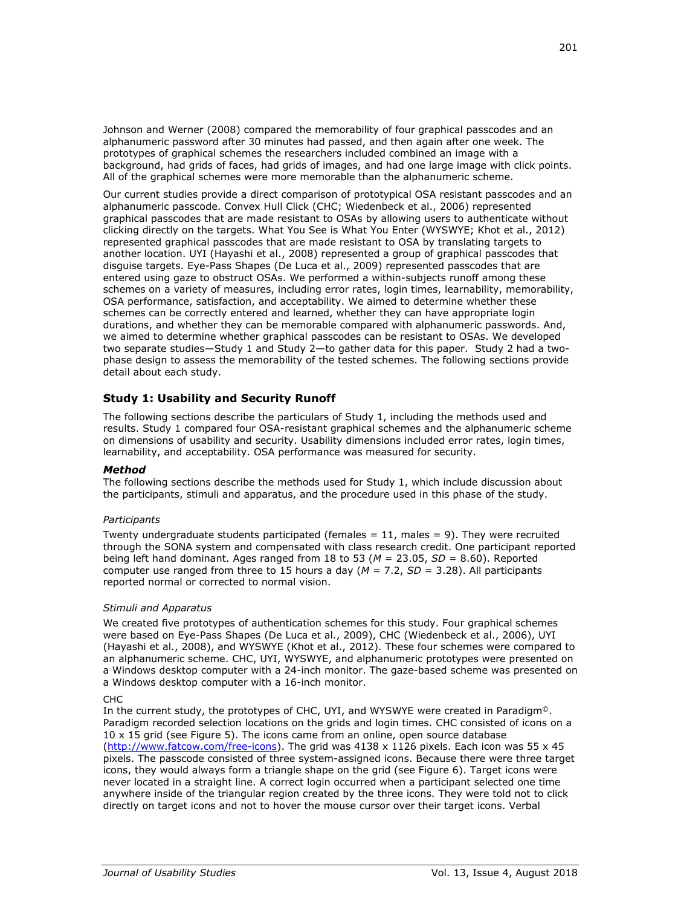Johnson and Werner (2008) compared the memorability of four graphical passcodes and an alphanumeric password after 30 minutes had passed, and then again after one week. The prototypes of graphical schemes the researchers included combined an image with a background, had grids of faces, had grids of images, and had one large image with click points. All of the graphical schemes were more memorable than the alphanumeric scheme.

Our current studies provide a direct comparison of prototypical OSA resistant passcodes and an alphanumeric passcode. Convex Hull Click (CHC; Wiedenbeck et al., 2006) represented graphical passcodes that are made resistant to OSAs by allowing users to authenticate without clicking directly on the targets. What You See is What You Enter (WYSWYE; Khot et al., 2012) represented graphical passcodes that are made resistant to OSA by translating targets to another location. UYI (Hayashi et al., 2008) represented a group of graphical passcodes that disguise targets. Eye-Pass Shapes (De Luca et al., 2009) represented passcodes that are entered using gaze to obstruct OSAs. We performed a within-subjects runoff among these schemes on a variety of measures, including error rates, login times, learnability, memorability, OSA performance, satisfaction, and acceptability. We aimed to determine whether these schemes can be correctly entered and learned, whether they can have appropriate login durations, and whether they can be memorable compared with alphanumeric passwords. And, we aimed to determine whether graphical passcodes can be resistant to OSAs. We developed two separate studies—Study 1 and Study 2—to gather data for this paper. Study 2 had a two-phase design to assess the memorability of the tested schemes. The following sections provide detail about each study.

## Study 1: Usability and Security Runoff

The following sections describe the particulars of Study 1, including the methods used and results. Study 1 compared four OSA-resistant graphical schemes and the alphanumeric scheme on dimensions of usability and security. Usability dimensions included error rates, login times, learnability, and acceptability. OSA performance was measured for security.

### *Method*

The following sections describe the methods used for Study 1, which include discussion about the participants, stimuli and apparatus, and the procedure used in this phase of the study.

#### *Participants*

Twenty undergraduate students participated (females = 11, males = 9). They were recruited through the SONA system and compensated with class research credit. One participant reported being left hand dominant. Ages ranged from 18 to 53 ($M$ = 23.05, $SD$ = 8.60). Reported computer use ranged from three to 15 hours a day ($M$ = 7.2, $SD$ = 3.28). All participants reported normal or corrected to normal vision.

#### *Stimuli and Apparatus*

We created five prototypes of authentication schemes for this study. Four graphical schemes were based on Eye-Pass Shapes (De Luca et al., 2009), CHC (Wiedenbeck et al., 2006), UYI (Hayashi et al., 2008), and WYSWYE (Khot et al., 2012). These four schemes were compared to an alphanumeric scheme. CHC, UYI, WYSWYE, and alphanumeric prototypes were presented on a Windows desktop computer with a 24-inch monitor. The gaze-based scheme was presented on a Windows desktop computer with a 16-inch monitor.

CHC

In the current study, the prototypes of CHC, UYI, and WYSWYE were created in Paradigm©. Paradigm recorded selection locations on the grids and login times. CHC consisted of icons on a 10 x 15 grid (see Figure 5). The icons came from an online, open source database (http://www.fatcow.com/free-icons). The grid was 4138 x 1126 pixels. Each icon was 55 x 45 pixels. The passcode consisted of three system-assigned icons. Because there were three target icons, they would always form a triangle shape on the grid (see Figure 6). Target icons were never located in a straight line. A correct login occurred when a participant selected one time anywhere inside of the triangular region created by the three icons. They were told not to click directly on target icons and not to hover the mouse cursor over their target icons. Verbal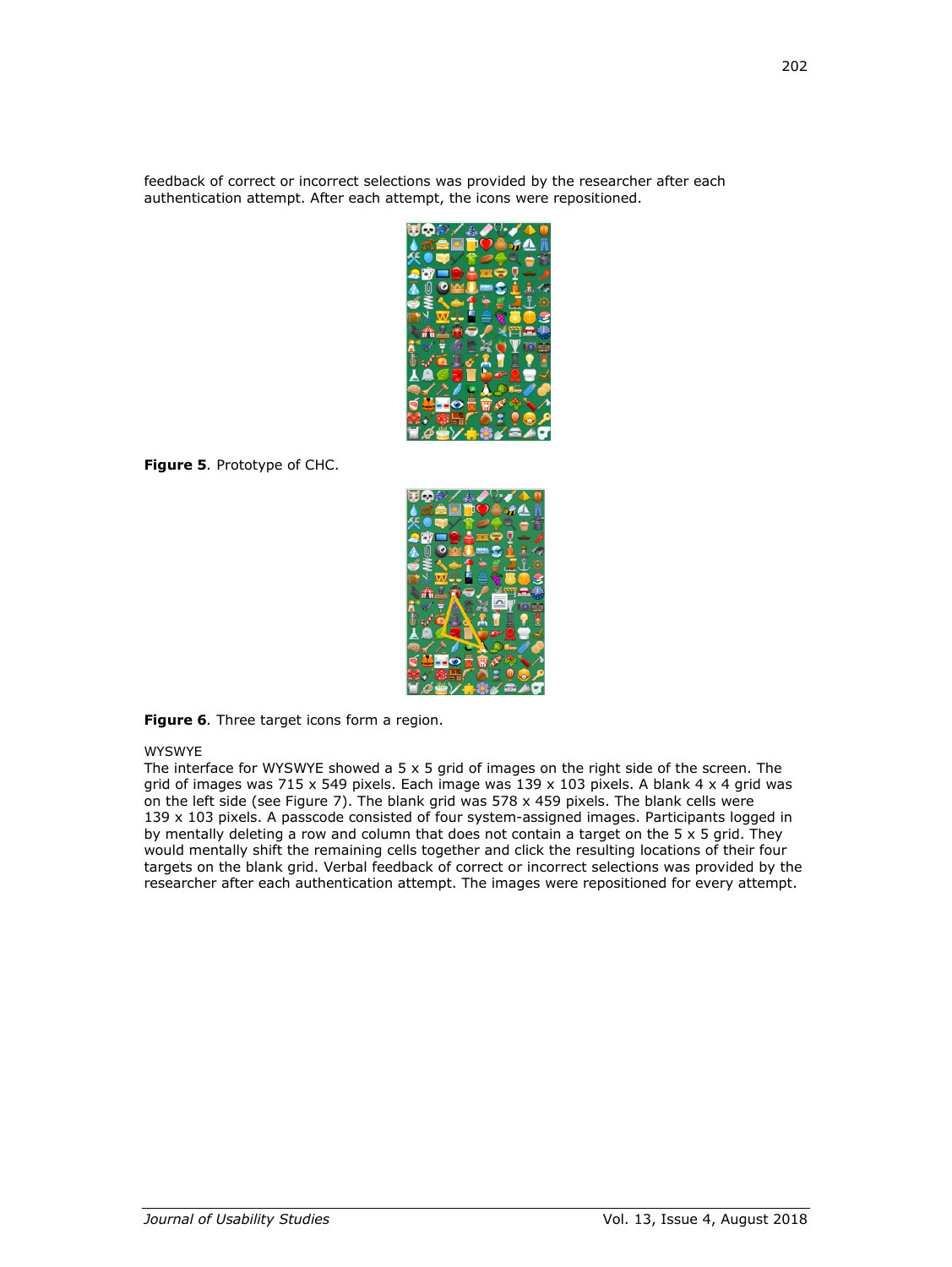feedback of correct or incorrect selections was provided by the researcher after each authentication attempt. After each attempt, the icons were repositioned.

**Figure 5**. Prototype of CHC.

**Figure 6**. Three target icons form a region.

WYSWYE

The interface for WYSWYE showed a 5 x 5 grid of images on the right side of the screen. The grid of images was 715 x 549 pixels. Each image was 139 x 103 pixels. A blank 4 x 4 grid was on the left side (see Figure 7). The blank grid was 578 x 459 pixels. The blank cells were 139 x 103 pixels. A passcode consisted of four system-assigned images. Participants logged in by mentally deleting a row and column that does not contain a target on the 5 x 5 grid. They would mentally shift the remaining cells together and click the resulting locations of their four targets on the blank grid. Verbal feedback of correct or incorrect selections was provided by the researcher after each authentication attempt. The images were repositioned for every attempt.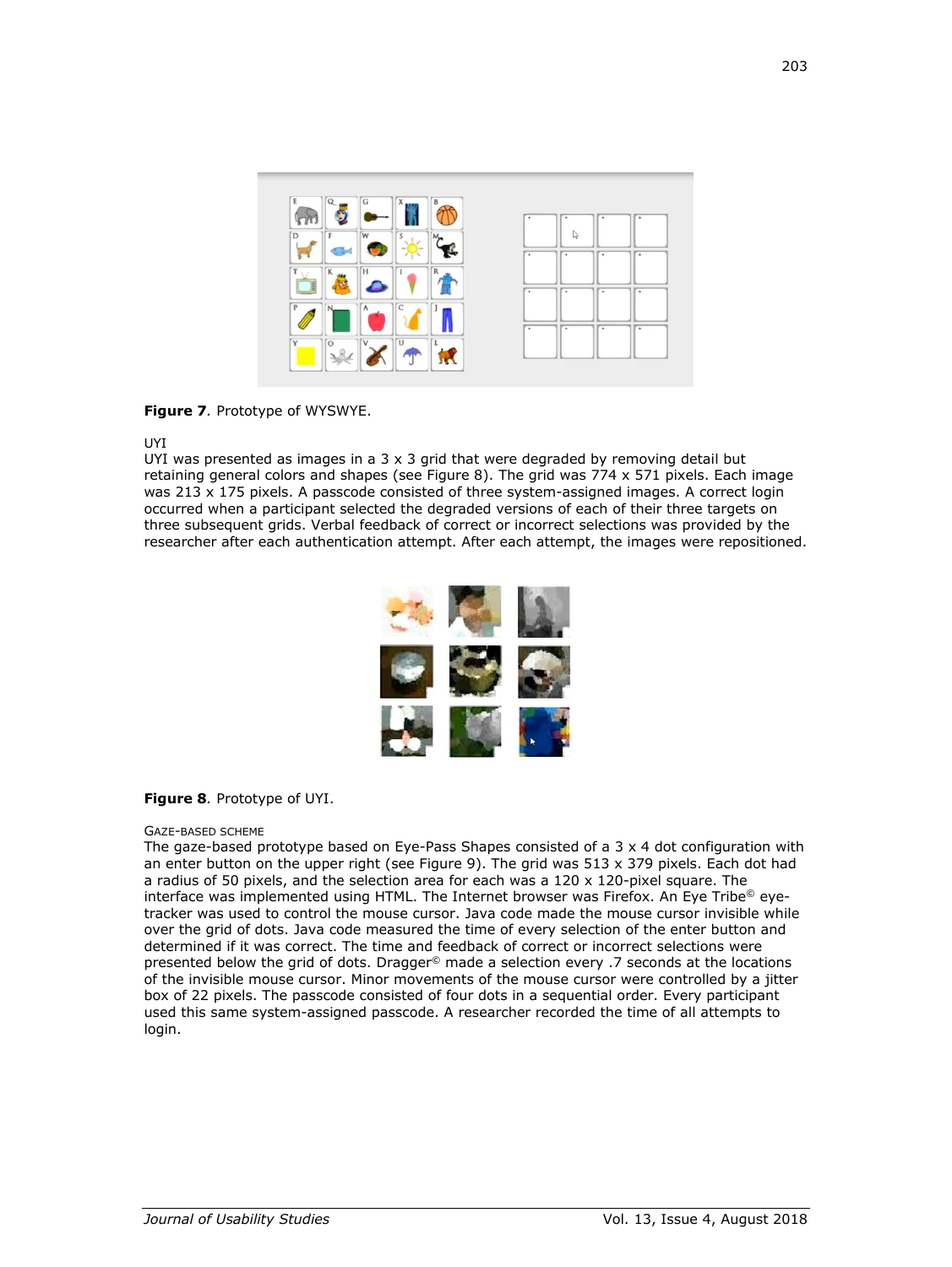Figure 7. Prototype of WYSWYE.

UYI

UYI was presented as images in a 3 x 3 grid that were degraded by removing detail but retaining general colors and shapes (see Figure 8). The grid was 774 x 571 pixels. Each image was 213 x 175 pixels. A passcode consisted of three system-assigned images. A correct login occurred when a participant selected the degraded versions of each of their three targets on three subsequent grids. Verbal feedback of correct or incorrect selections was provided by the researcher after each authentication attempt. After each attempt, the images were repositioned.

Figure 8. Prototype of UYI.

Gaze-based scheme

The gaze-based prototype based on Eye-Pass Shapes consisted of a 3 x 4 dot configuration with an enter button on the upper right (see Figure 9). The grid was 513 x 379 pixels. Each dot had a radius of 50 pixels, and the selection area for each was a 120 x 120-pixel square. The interface was implemented using HTML. The Internet browser was Firefox. An Eye Tribe© eye-tracker was used to control the mouse cursor. Java code made the mouse cursor invisible while over the grid of dots. Java code measured the time of every selection of the enter button and determined if it was correct. The time and feedback of correct or incorrect selections were presented below the grid of dots. Dragger© made a selection every .7 seconds at the locations of the invisible mouse cursor. Minor movements of the mouse cursor were controlled by a jitter box of 22 pixels. The passcode consisted of four dots in a sequential order. Every participant used this same system-assigned passcode. A researcher recorded the time of all attempts to login.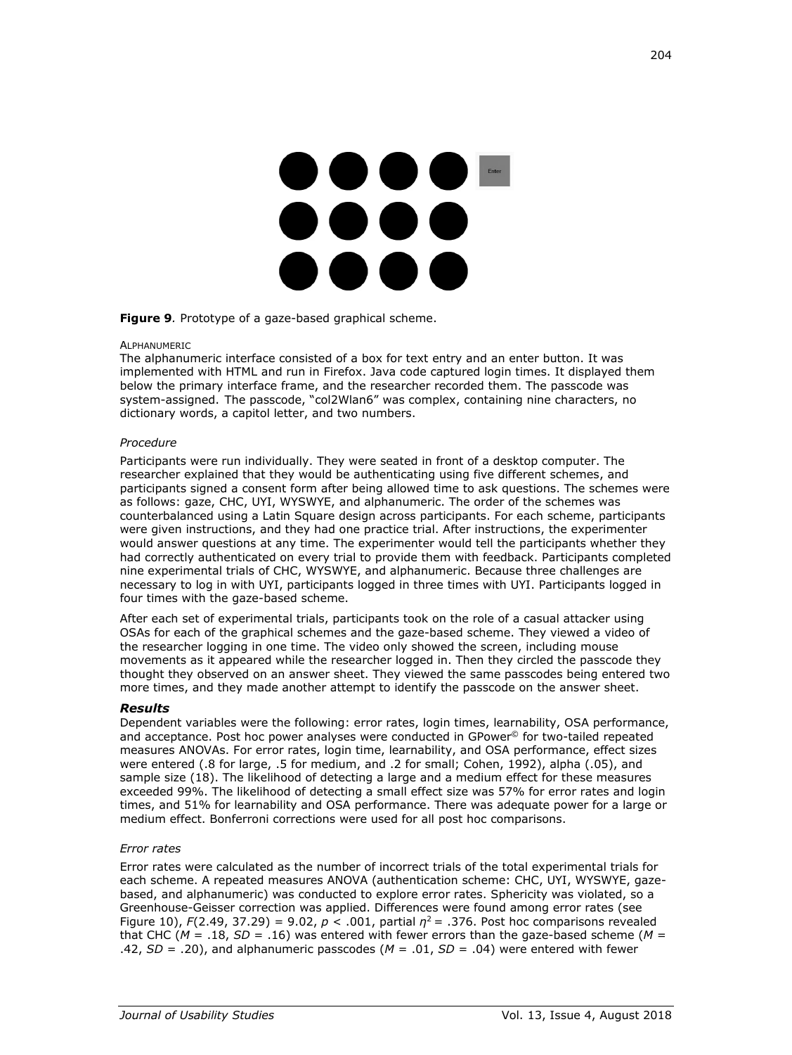**Figure 9**. Prototype of a gaze-based graphical scheme.

ALPHANUMERIC

The alphanumeric interface consisted of a box for text entry and an enter button. It was implemented with HTML and run in Firefox. Java code captured login times. It displayed them below the primary interface frame, and the researcher recorded them. The passcode was system-assigned. The passcode, "col2Wlan6" was complex, containing nine characters, no dictionary words, a capitol letter, and two numbers.

*Procedure*

Participants were run individually. They were seated in front of a desktop computer. The researcher explained that they would be authenticating using five different schemes, and participants signed a consent form after being allowed time to ask questions. The schemes were as follows: gaze, CHC, UYI, WYSWYE, and alphanumeric. The order of the schemes was counterbalanced using a Latin Square design across participants. For each scheme, participants were given instructions, and they had one practice trial. After instructions, the experimenter would answer questions at any time. The experimenter would tell the participants whether they had correctly authenticated on every trial to provide them with feedback. Participants completed nine experimental trials of CHC, WYSWYE, and alphanumeric. Because three challenges are necessary to log in with UYI, participants logged in three times with UYI. Participants logged in four times with the gaze-based scheme.

After each set of experimental trials, participants took on the role of a casual attacker using OSAs for each of the graphical schemes and the gaze-based scheme. They viewed a video of the researcher logging in one time. The video only showed the screen, including mouse movements as it appeared while the researcher logged in. Then they circled the passcode they thought they observed on an answer sheet. They viewed the same passcodes being entered two more times, and they made another attempt to identify the passcode on the answer sheet.

### *Results*

Dependent variables were the following: error rates, login times, learnability, OSA performance, and acceptance. Post hoc power analyses were conducted in GPower© for two-tailed repeated measures ANOVAs. For error rates, login time, learnability, and OSA performance, effect sizes were entered (.8 for large, .5 for medium, and .2 for small; Cohen, 1992), alpha (.05), and sample size (18). The likelihood of detecting a large and a medium effect for these measures exceeded 99%. The likelihood of detecting a small effect size was 57% for error rates and login times, and 51% for learnability and OSA performance. There was adequate power for a large or medium effect. Bonferroni corrections were used for all post hoc comparisons.

*Error rates*

Error rates were calculated as the number of incorrect trials of the total experimental trials for each scheme. A repeated measures ANOVA (authentication scheme: CHC, UYI, WYSWYE, gaze-based, and alphanumeric) was conducted to explore error rates. Sphericity was violated, so a Greenhouse-Geisser correction was applied. Differences were found among error rates (see Figure 10), $F(2.49, 37.29) = 9.02$, $p < .001$, partial $\eta^2 = .376$. Post hoc comparisons revealed that CHC ($M = .18$, $SD = .16$) was entered with fewer errors than the gaze-based scheme ($M = .42$, $SD = .20$), and alphanumeric passcodes ($M = .01$, $SD = .04$) were entered with fewer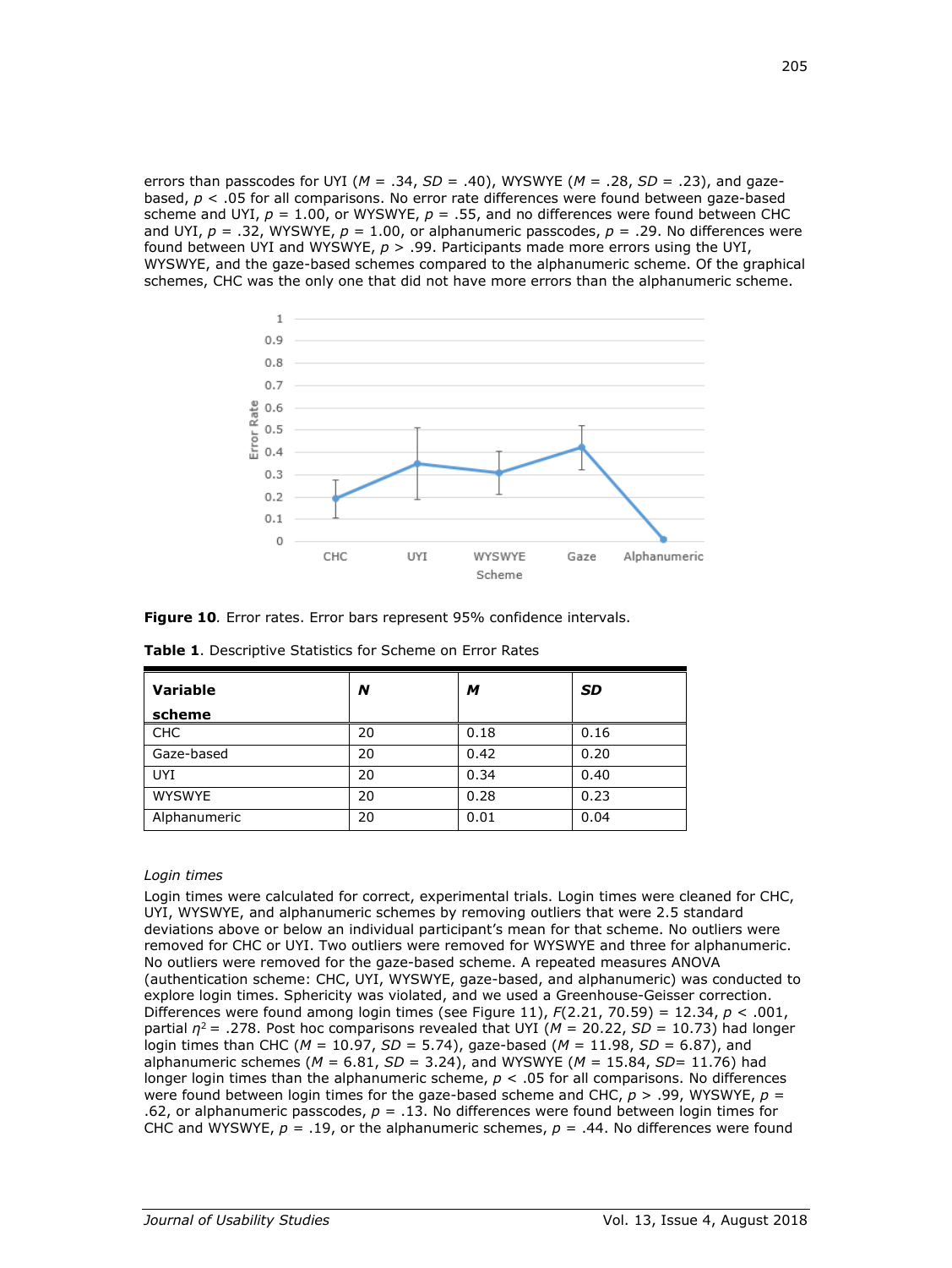errors than passcodes for UYI (*M* = .34, *SD* = .40), WYSWYE (*M* = .28, *SD* = .23), and gaze-based, $p < .05$ for all comparisons. No error rate differences were found between gaze-based scheme and UYI, $p = 1.00$, or WYSWYE, $p = .55$, and no differences were found between CHC and UYI, $p = .32$, WYSWYE, $p = 1.00$, or alphanumeric passcodes, $p = .29$. No differences were found between UYI and WYSWYE, $p > .99$. Participants made more errors using the UYI, WYSWYE, and the gaze-based schemes compared to the alphanumeric scheme. Of the graphical schemes, CHC was the only one that did not have more errors than the alphanumeric scheme.

**Figure 10**. Error rates. Error bars represent 95% confidence intervals.

**Table 1**. Descriptive Statistics for Scheme on Error Rates

| **Variable scheme** | ***N*** | ***M*** | ***SD*** |
|---|---|---|---|
| CHC | 20 | 0.18 | 0.16 |
| Gaze-based | 20 | 0.42 | 0.20 |
| UYI | 20 | 0.34 | 0.40 |
| WYSWYE | 20 | 0.28 | 0.23 |
| Alphanumeric | 20 | 0.01 | 0.04 |

*Login times*

Login times were calculated for correct, experimental trials. Login times were cleaned for CHC, UYI, WYSWYE, and alphanumeric schemes by removing outliers that were 2.5 standard deviations above or below an individual participant's mean for that scheme. No outliers were removed for CHC or UYI. Two outliers were removed for WYSWYE and three for alphanumeric. No outliers were removed for the gaze-based scheme. A repeated measures ANOVA (authentication scheme: CHC, UYI, WYSWYE, gaze-based, and alphanumeric) was conducted to explore login times. Sphericity was violated, and we used a Greenhouse-Geisser correction. Differences were found among login times (see Figure 11), $F(2.21, 70.59) = 12.34$, $p < .001$, partial $\eta^2 = .278$. Post hoc comparisons revealed that UYI (*M* = 20.22, *SD* = 10.73) had longer login times than CHC (*M* = 10.97, *SD* = 5.74), gaze-based (*M* = 11.98, *SD* = 6.87), and alphanumeric schemes (*M* = 6.81, *SD* = 3.24), and WYSWYE (*M* = 15.84, *SD*= 11.76) had longer login times than the alphanumeric scheme, $p < .05$ for all comparisons. No differences were found between login times for the gaze-based scheme and CHC, $p > .99$, WYSWYE, $p = .62$, or alphanumeric passcodes, $p = .13$. No differences were found between login times for CHC and WYSWYE, $p = .19$, or the alphanumeric schemes, $p = .44$. No differences were found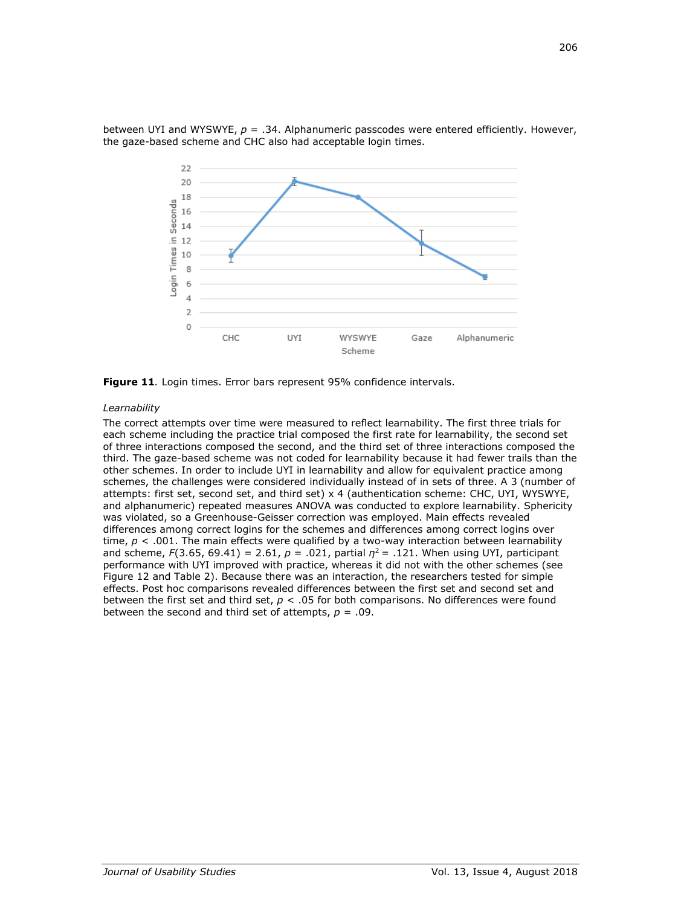between UYI and WYSWYE, $p$ = .34. Alphanumeric passcodes were entered efficiently. However, the gaze-based scheme and CHC also had acceptable login times.

**Figure 11**. Login times. Error bars represent 95% confidence intervals.

*Learnability*

The correct attempts over time were measured to reflect learnability. The first three trials for each scheme including the practice trial composed the first rate for learnability, the second set of three interactions composed the second, and the third set of three interactions composed the third. The gaze-based scheme was not coded for learnability because it had fewer trails than the other schemes. In order to include UYI in learnability and allow for equivalent practice among schemes, the challenges were considered individually instead of in sets of three. A 3 (number of attempts: first set, second set, and third set) x 4 (authentication scheme: CHC, UYI, WYSWYE, and alphanumeric) repeated measures ANOVA was conducted to explore learnability. Sphericity was violated, so a Greenhouse-Geisser correction was employed. Main effects revealed differences among correct logins for the schemes and differences among correct logins over time, $p$ < .001. The main effects were qualified by a two-way interaction between learnability and scheme, $F(3.65, 69.41) = 2.61$, $p$ = .021, partial $\eta^2$ = .121. When using UYI, participant performance with UYI improved with practice, whereas it did not with the other schemes (see Figure 12 and Table 2). Because there was an interaction, the researchers tested for simple effects. Post hoc comparisons revealed differences between the first set and second set and between the first set and third set, $p$ < .05 for both comparisons. No differences were found between the second and third set of attempts, $p$ = .09.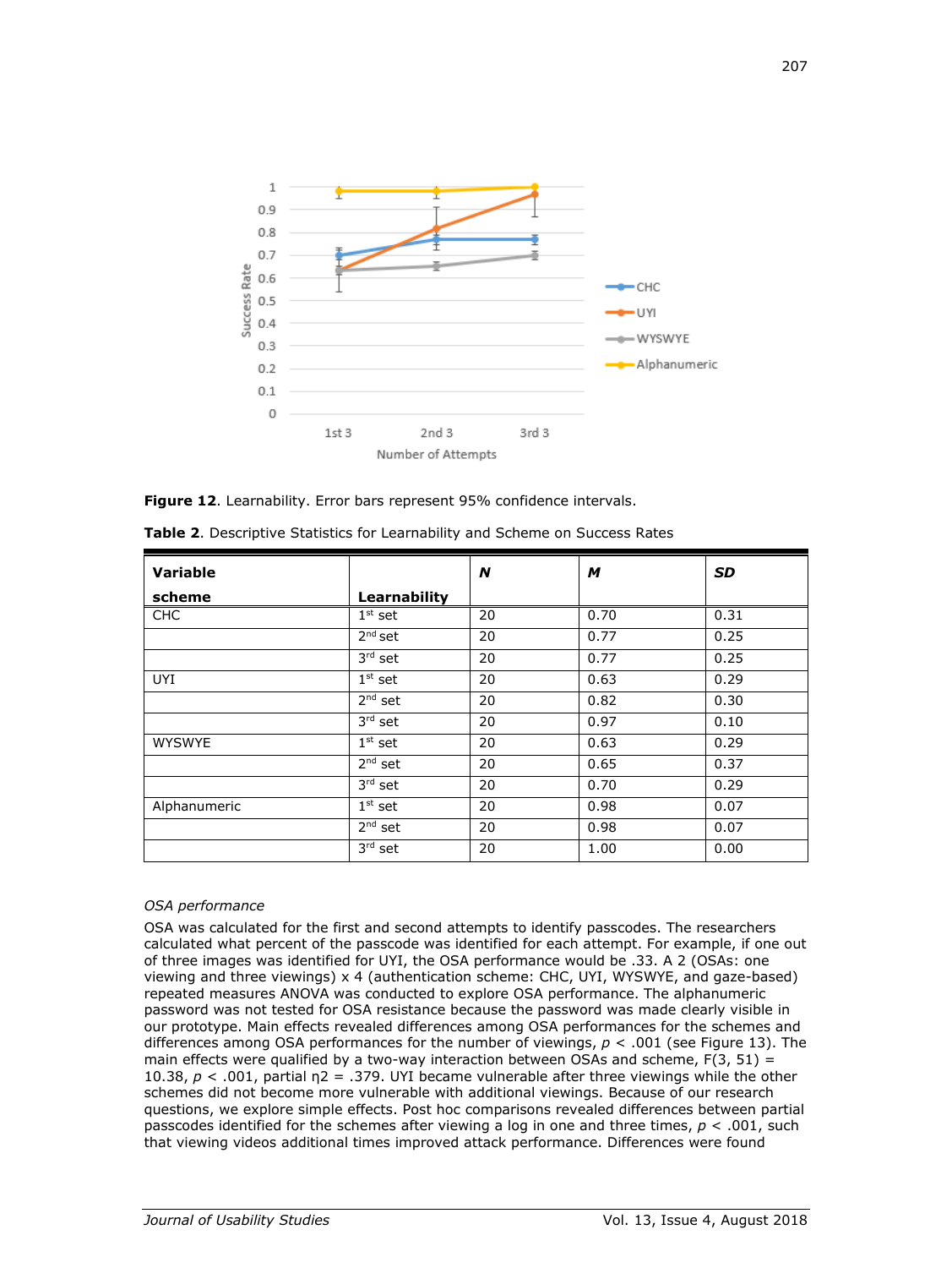**Figure 12**. Learnability. Error bars represent 95% confidence intervals.

**Table 2**. Descriptive Statistics for Learnability and Scheme on Success Rates

| Variable scheme | Learnability | *N* | *M* | *SD* |
|---|---|---|---|---|
| CHC | 1st set | 20 | 0.70 | 0.31 |
| | 2nd set | 20 | 0.77 | 0.25 |
| | 3rd set | 20 | 0.77 | 0.25 |
| UYI | 1st set | 20 | 0.63 | 0.29 |
| | 2nd set | 20 | 0.82 | 0.30 |
| | 3rd set | 20 | 0.97 | 0.10 |
| WYSWYE | 1st set | 20 | 0.63 | 0.29 |
| | 2nd set | 20 | 0.65 | 0.37 |
| | 3rd set | 20 | 0.70 | 0.29 |
| Alphanumeric | 1st set | 20 | 0.98 | 0.07 |
| | 2nd set | 20 | 0.98 | 0.07 |
| | 3rd set | 20 | 1.00 | 0.00 |

*OSA performance*

OSA was calculated for the first and second attempts to identify passcodes. The researchers calculated what percent of the passcode was identified for each attempt. For example, if one out of three images was identified for UYI, the OSA performance would be .33. A 2 (OSAs: one viewing and three viewings) x 4 (authentication scheme: CHC, UYI, WYSWYE, and gaze-based) repeated measures ANOVA was conducted to explore OSA performance. The alphanumeric password was not tested for OSA resistance because the password was made clearly visible in our prototype. Main effects revealed differences among OSA performances for the schemes and differences among OSA performances for the number of viewings, $p < .001$ (see Figure 13). The main effects were qualified by a two-way interaction between OSAs and scheme, $F(3, 51) = 10.38$, $p < .001$, partial $\eta 2 = .379$. UYI became vulnerable after three viewings while the other schemes did not become more vulnerable with additional viewings. Because of our research questions, we explore simple effects. Post hoc comparisons revealed differences between partial passcodes identified for the schemes after viewing a log in one and three times, $p < .001$, such that viewing videos additional times improved attack performance. Differences were found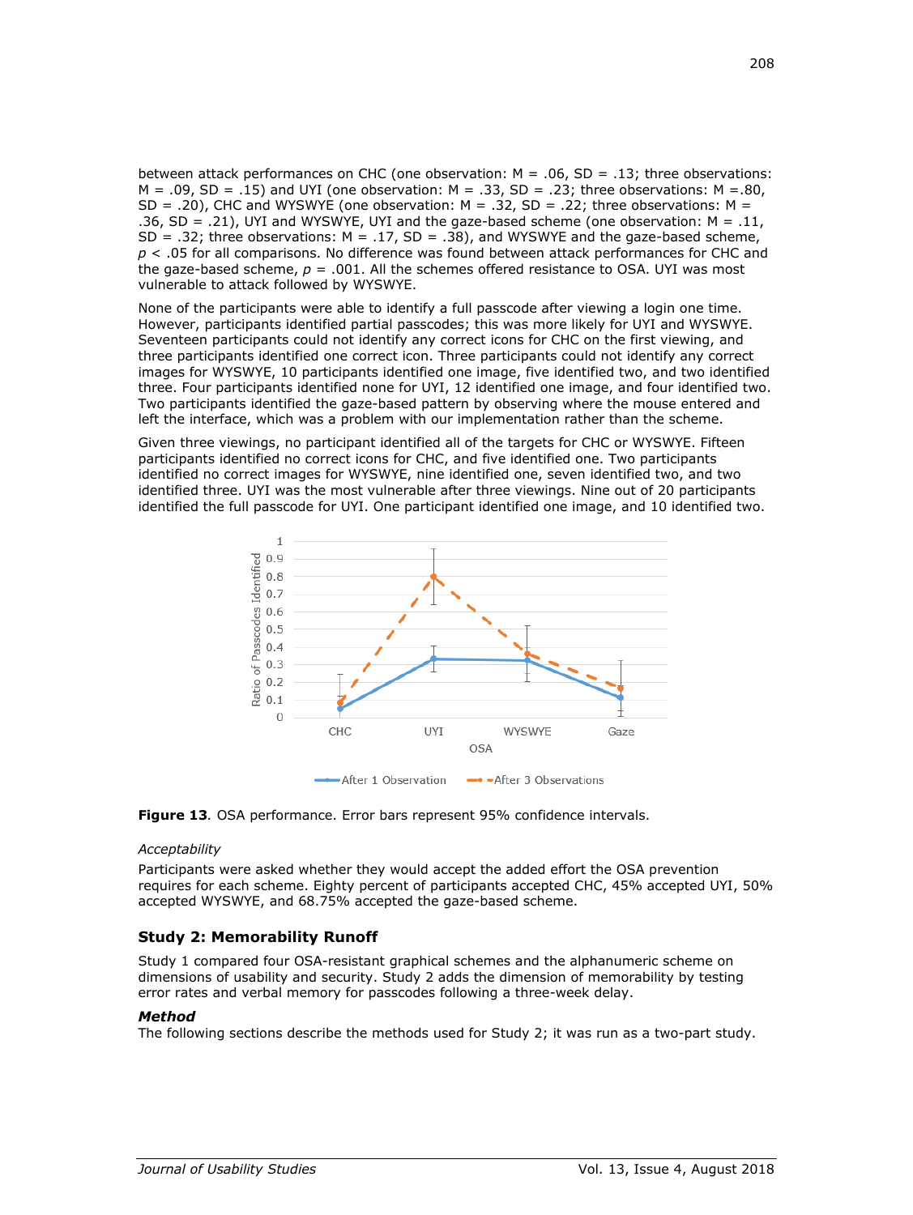between attack performances on CHC (one observation: M = .06, SD = .13; three observations: M = .09, SD = .15) and UYI (one observation: M = .33, SD = .23; three observations: M =.80, SD = .20), CHC and WYSWYE (one observation: M = .32, SD = .22; three observations: M = .36, SD = .21), UYI and WYSWYE, UYI and the gaze-based scheme (one observation: M = .11, SD = .32; three observations: M = .17, SD = .38), and WYSWYE and the gaze-based scheme, $p < .05$ for all comparisons. No difference was found between attack performances for CHC and the gaze-based scheme, $p = .001$. All the schemes offered resistance to OSA. UYI was most vulnerable to attack followed by WYSWYE.

None of the participants were able to identify a full passcode after viewing a login one time. However, participants identified partial passcodes; this was more likely for UYI and WYSWYE. Seventeen participants could not identify any correct icons for CHC on the first viewing, and three participants identified one correct icon. Three participants could not identify any correct images for WYSWYE, 10 participants identified one image, five identified two, and two identified three. Four participants identified none for UYI, 12 identified one image, and four identified two. Two participants identified the gaze-based pattern by observing where the mouse entered and left the interface, which was a problem with our implementation rather than the scheme.

Given three viewings, no participant identified all of the targets for CHC or WYSWYE. Fifteen participants identified no correct icons for CHC, and five identified one. Two participants identified no correct images for WYSWYE, nine identified one, seven identified two, and two identified three. UYI was the most vulnerable after three viewings. Nine out of 20 participants identified the full passcode for UYI. One participant identified one image, and 10 identified two.

**Figure 13**. OSA performance. Error bars represent 95% confidence intervals.

*Acceptability*

Participants were asked whether they would accept the added effort the OSA prevention requires for each scheme. Eighty percent of participants accepted CHC, 45% accepted UYI, 50% accepted WYSWYE, and 68.75% accepted the gaze-based scheme.

### Study 2: Memorability Runoff

Study 1 compared four OSA-resistant graphical schemes and the alphanumeric scheme on dimensions of usability and security. Study 2 adds the dimension of memorability by testing error rates and verbal memory for passcodes following a three-week delay.

#### *Method*

The following sections describe the methods used for Study 2; it was run as a two-part study.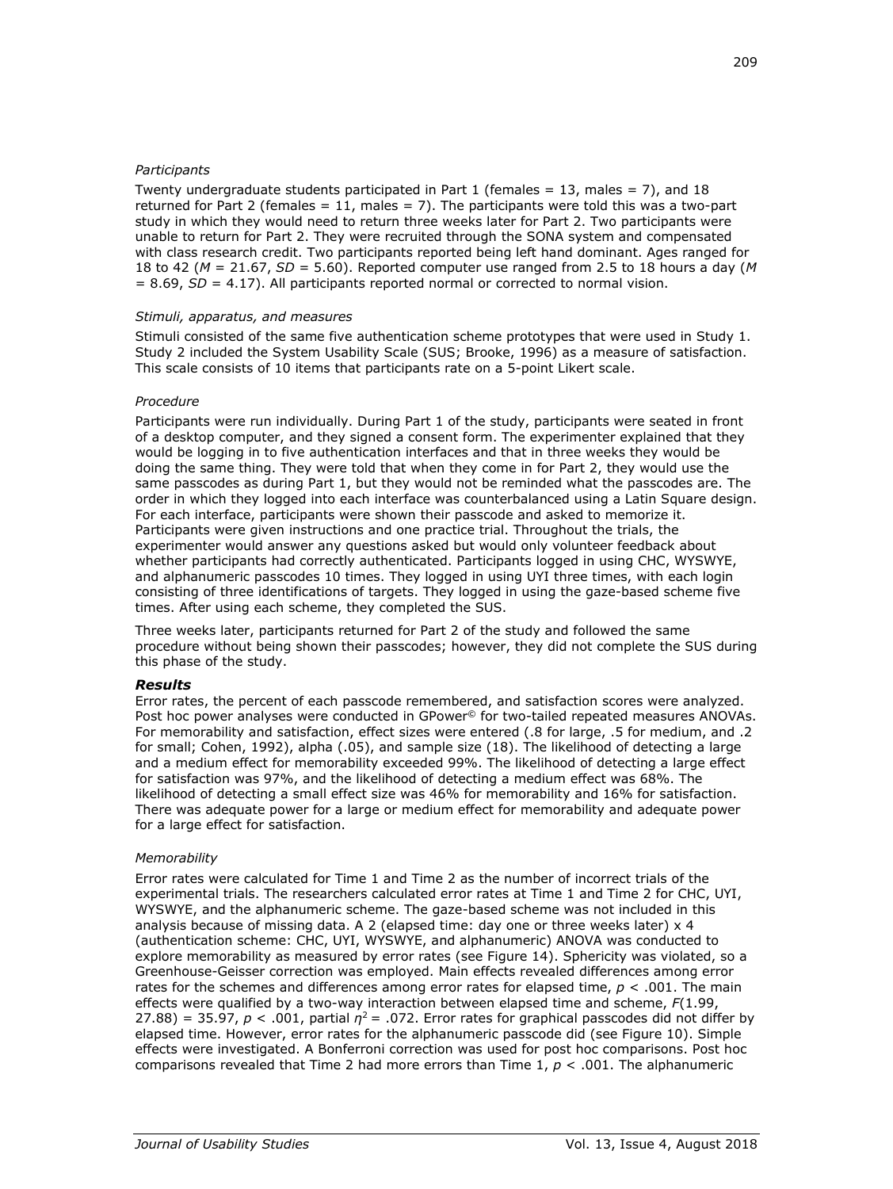*Participants*

Twenty undergraduate students participated in Part 1 (females = 13, males = 7), and 18 returned for Part 2 (females = 11, males = 7). The participants were told this was a two-part study in which they would need to return three weeks later for Part 2. Two participants were unable to return for Part 2. They were recruited through the SONA system and compensated with class research credit. Two participants reported being left hand dominant. Ages ranged for 18 to 42 ($M$ = 21.67, $SD$ = 5.60). Reported computer use ranged from 2.5 to 18 hours a day ($M$ = 8.69, $SD$ = 4.17). All participants reported normal or corrected to normal vision.

*Stimuli, apparatus, and measures*

Stimuli consisted of the same five authentication scheme prototypes that were used in Study 1. Study 2 included the System Usability Scale (SUS; Brooke, 1996) as a measure of satisfaction. This scale consists of 10 items that participants rate on a 5-point Likert scale.

*Procedure*

Participants were run individually. During Part 1 of the study, participants were seated in front of a desktop computer, and they signed a consent form. The experimenter explained that they would be logging in to five authentication interfaces and that in three weeks they would be doing the same thing. They were told that when they come in for Part 2, they would use the same passcodes as during Part 1, but they would not be reminded what the passcodes are. The order in which they logged into each interface was counterbalanced using a Latin Square design. For each interface, participants were shown their passcode and asked to memorize it. Participants were given instructions and one practice trial. Throughout the trials, the experimenter would answer any questions asked but would only volunteer feedback about whether participants had correctly authenticated. Participants logged in using CHC, WYSWYE, and alphanumeric passcodes 10 times. They logged in using UYI three times, with each login consisting of three identifications of targets. They logged in using the gaze-based scheme five times. After using each scheme, they completed the SUS.

Three weeks later, participants returned for Part 2 of the study and followed the same procedure without being shown their passcodes; however, they did not complete the SUS during this phase of the study.

### ***Results***

Error rates, the percent of each passcode remembered, and satisfaction scores were analyzed. Post hoc power analyses were conducted in GPower© for two-tailed repeated measures ANOVAs. For memorability and satisfaction, effect sizes were entered (.8 for large, .5 for medium, and .2 for small; Cohen, 1992), alpha (.05), and sample size (18). The likelihood of detecting a large and a medium effect for memorability exceeded 99%. The likelihood of detecting a large effect for satisfaction was 97%, and the likelihood of detecting a medium effect was 68%. The likelihood of detecting a small effect size was 46% for memorability and 16% for satisfaction. There was adequate power for a large or medium effect for memorability and adequate power for a large effect for satisfaction.

*Memorability*

Error rates were calculated for Time 1 and Time 2 as the number of incorrect trials of the experimental trials. The researchers calculated error rates at Time 1 and Time 2 for CHC, UYI, WYSWYE, and the alphanumeric scheme. The gaze-based scheme was not included in this analysis because of missing data. A 2 (elapsed time: day one or three weeks later) x 4 (authentication scheme: CHC, UYI, WYSWYE, and alphanumeric) ANOVA was conducted to explore memorability as measured by error rates (see Figure 14). Sphericity was violated, so a Greenhouse-Geisser correction was employed. Main effects revealed differences among error rates for the schemes and differences among error rates for elapsed time, $p < .001$. The main effects were qualified by a two-way interaction between elapsed time and scheme, $F(1.99, 27.88) = 35.97$, $p < .001$, partial $\eta^2 = .072$. Error rates for graphical passcodes did not differ by elapsed time. However, error rates for the alphanumeric passcode did (see Figure 10). Simple effects were investigated. A Bonferroni correction was used for post hoc comparisons. Post hoc comparisons revealed that Time 2 had more errors than Time 1, $p < .001$. The alphanumeric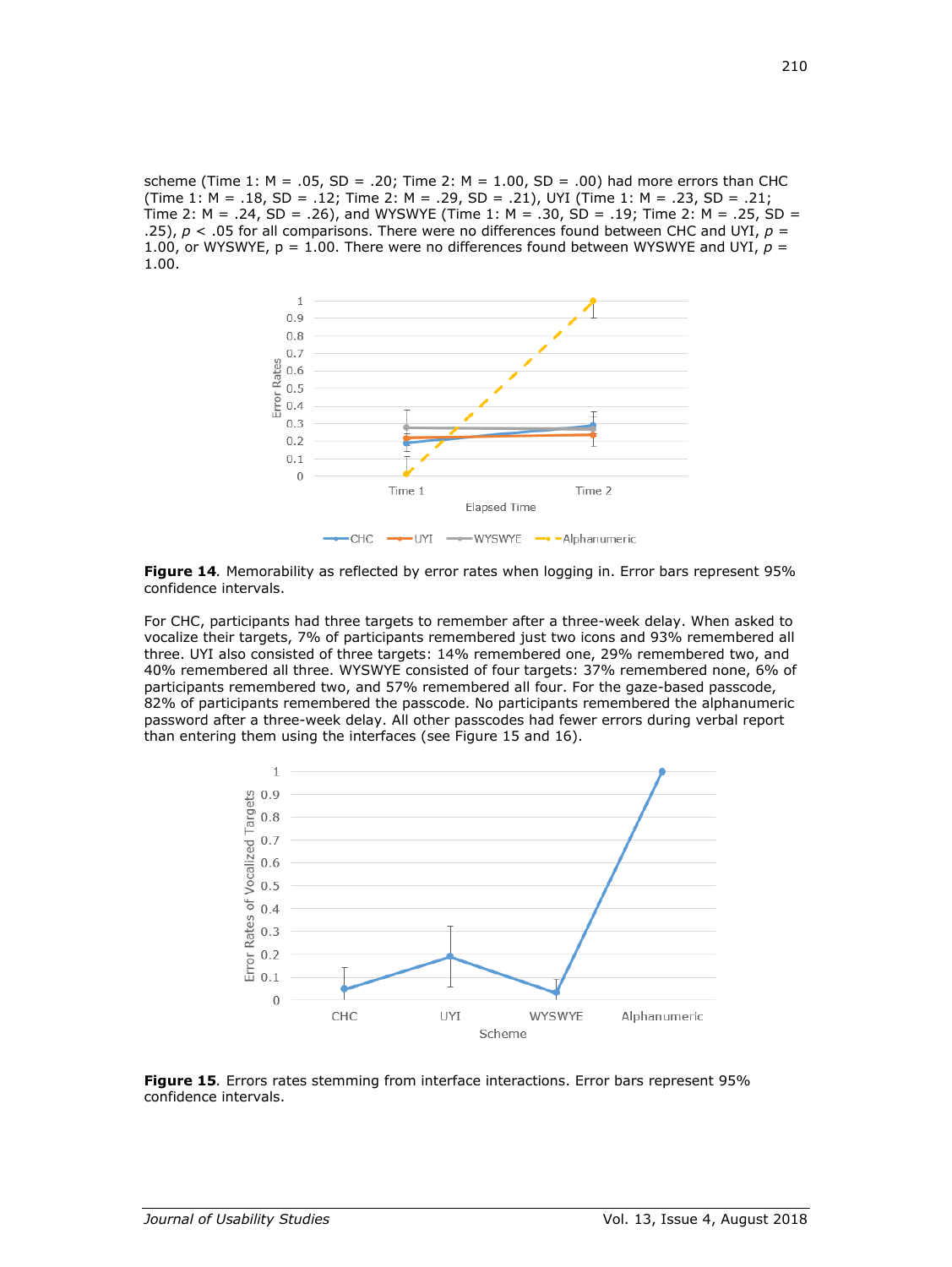scheme (Time 1: M = .05, SD = .20; Time 2: M = 1.00, SD = .00) had more errors than CHC (Time 1: M = .18, SD = .12; Time 2: M = .29, SD = .21), UYI (Time 1: M = .23, SD = .21; Time 2: M = .24, SD = .26), and WYSWYE (Time 1: M = .30, SD = .19; Time 2: M = .25, SD = .25), $p < .05$ for all comparisons. There were no differences found between CHC and UYI, $p = 1.00$, or WYSWYE, p = 1.00. There were no differences found between WYSWYE and UYI, $p = 1.00$.

**Figure 14**. Memorability as reflected by error rates when logging in. Error bars represent 95% confidence intervals.

For CHC, participants had three targets to remember after a three-week delay. When asked to vocalize their targets, 7% of participants remembered just two icons and 93% remembered all three. UYI also consisted of three targets: 14% remembered one, 29% remembered two, and 40% remembered all three. WYSWYE consisted of four targets: 37% remembered none, 6% of participants remembered two, and 57% remembered all four. For the gaze-based passcode, 82% of participants remembered the passcode. No participants remembered the alphanumeric password after a three-week delay. All other passcodes had fewer errors during verbal report than entering them using the interfaces (see Figure 15 and 16).

**Figure 15**. Errors rates stemming from interface interactions. Error bars represent 95% confidence intervals.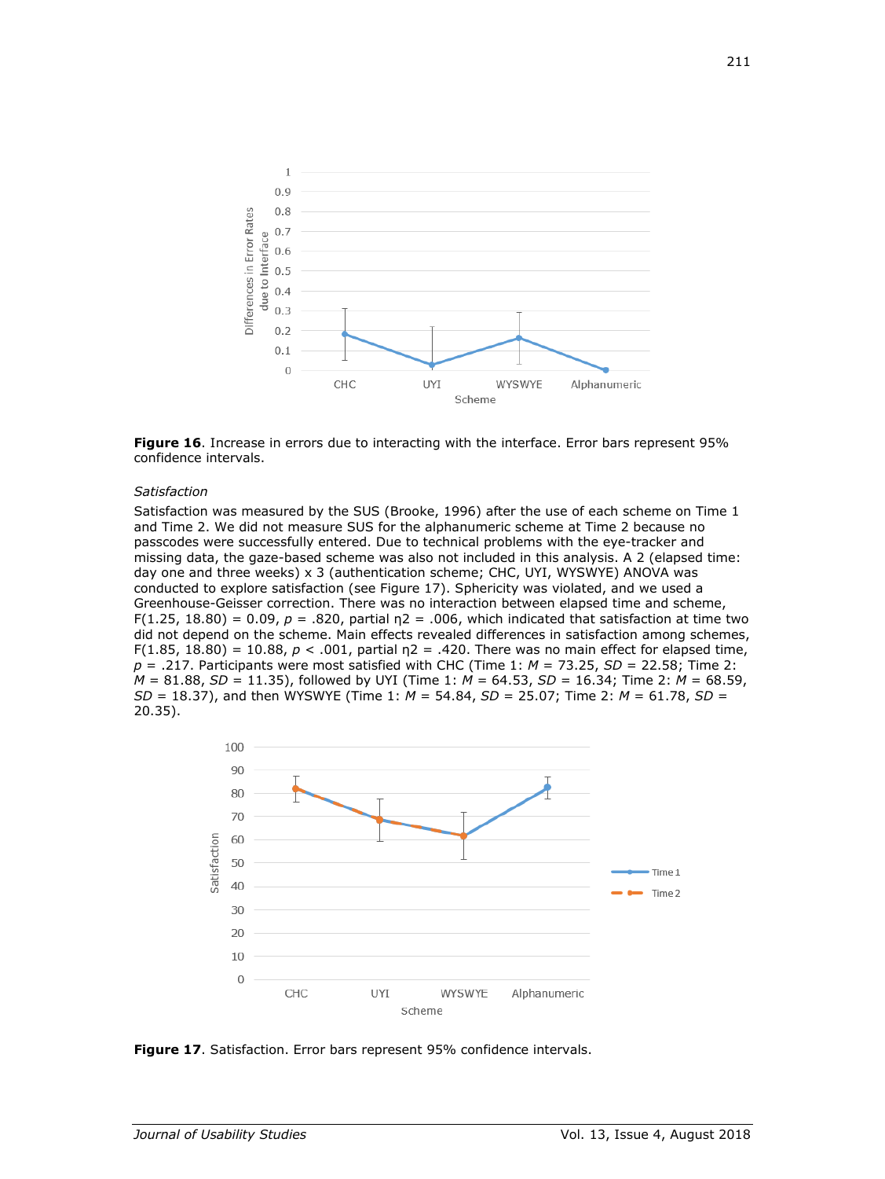**Figure 16**. Increase in errors due to interacting with the interface. Error bars represent 95% confidence intervals.

*Satisfaction*

Satisfaction was measured by the SUS (Brooke, 1996) after the use of each scheme on Time 1 and Time 2. We did not measure SUS for the alphanumeric scheme at Time 2 because no passcodes were successfully entered. Due to technical problems with the eye-tracker and missing data, the gaze-based scheme was also not included in this analysis. A 2 (elapsed time: day one and three weeks) x 3 (authentication scheme; CHC, UYI, WYSWYE) ANOVA was conducted to explore satisfaction (see Figure 17). Sphericity was violated, and we used a Greenhouse-Geisser correction. There was no interaction between elapsed time and scheme, $F(1.25, 18.80) = 0.09$, $p = .820$, partial $\eta^2 = .006$, which indicated that satisfaction at time two did not depend on the scheme. Main effects revealed differences in satisfaction among schemes, $F(1.85, 18.80) = 10.88$, $p < .001$, partial $\eta^2 = .420$. There was no main effect for elapsed time, $p = .217$. Participants were most satisfied with CHC (Time 1: $M = 73.25$, $SD = 22.58$; Time 2: $M = 81.88$, $SD = 11.35$), followed by UYI (Time 1: $M = 64.53$, $SD = 16.34$; Time 2: $M = 68.59$, $SD = 18.37$), and then WYSWYE (Time 1: $M = 54.84$, $SD = 25.07$; Time 2: $M = 61.78$, $SD = 20.35$).

**Figure 17**. Satisfaction. Error bars represent 95% confidence intervals.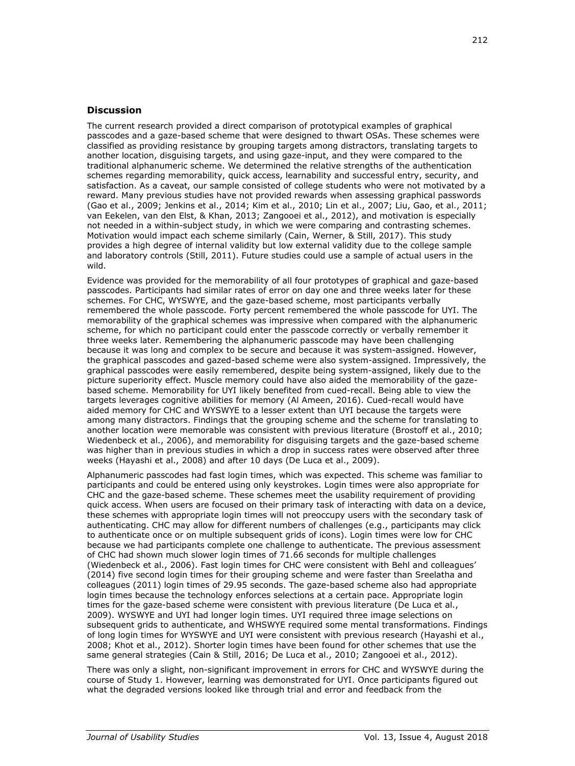## Discussion

The current research provided a direct comparison of prototypical examples of graphical passcodes and a gaze-based scheme that were designed to thwart OSAs. These schemes were classified as providing resistance by grouping targets among distractors, translating targets to another location, disguising targets, and using gaze-input, and they were compared to the traditional alphanumeric scheme. We determined the relative strengths of the authentication schemes regarding memorability, quick access, learnability and successful entry, security, and satisfaction. As a caveat, our sample consisted of college students who were not motivated by a reward. Many previous studies have not provided rewards when assessing graphical passwords (Gao et al., 2009; Jenkins et al., 2014; Kim et al., 2010; Lin et al., 2007; Liu, Gao, et al., 2011; van Eekelen, van den Elst, & Khan, 2013; Zangooei et al., 2012), and motivation is especially not needed in a within-subject study, in which we were comparing and contrasting schemes. Motivation would impact each scheme similarly (Cain, Werner, & Still, 2017). This study provides a high degree of internal validity but low external validity due to the college sample and laboratory controls (Still, 2011). Future studies could use a sample of actual users in the wild.

Evidence was provided for the memorability of all four prototypes of graphical and gaze-based passcodes. Participants had similar rates of error on day one and three weeks later for these schemes. For CHC, WYSWYE, and the gaze-based scheme, most participants verbally remembered the whole passcode. Forty percent remembered the whole passcode for UYI. The memorability of the graphical schemes was impressive when compared with the alphanumeric scheme, for which no participant could enter the passcode correctly or verbally remember it three weeks later. Remembering the alphanumeric passcode may have been challenging because it was long and complex to be secure and because it was system-assigned. However, the graphical passcodes and gazed-based scheme were also system-assigned. Impressively, the graphical passcodes were easily remembered, despite being system-assigned, likely due to the picture superiority effect. Muscle memory could have also aided the memorability of the gaze-based scheme. Memorability for UYI likely benefited from cued-recall. Being able to view the targets leverages cognitive abilities for memory (Al Ameen, 2016). Cued-recall would have aided memory for CHC and WYSWYE to a lesser extent than UYI because the targets were among many distractors. Findings that the grouping scheme and the scheme for translating to another location were memorable was consistent with previous literature (Brostoff et al., 2010; Wiedenbeck et al., 2006), and memorability for disguising targets and the gaze-based scheme was higher than in previous studies in which a drop in success rates were observed after three weeks (Hayashi et al., 2008) and after 10 days (De Luca et al., 2009).

Alphanumeric passcodes had fast login times, which was expected. This scheme was familiar to participants and could be entered using only keystrokes. Login times were also appropriate for CHC and the gaze-based scheme. These schemes meet the usability requirement of providing quick access. When users are focused on their primary task of interacting with data on a device, these schemes with appropriate login times will not preoccupy users with the secondary task of authenticating. CHC may allow for different numbers of challenges (e.g., participants may click to authenticate once or on multiple subsequent grids of icons). Login times were low for CHC because we had participants complete one challenge to authenticate. The previous assessment of CHC had shown much slower login times of 71.66 seconds for multiple challenges (Wiedenbeck et al., 2006). Fast login times for CHC were consistent with Behl and colleagues' (2014) five second login times for their grouping scheme and were faster than Sreelatha and colleagues (2011) login times of 29.95 seconds. The gaze-based scheme also had appropriate login times because the technology enforces selections at a certain pace. Appropriate login times for the gaze-based scheme were consistent with previous literature (De Luca et al., 2009). WYSWYE and UYI had longer login times. UYI required three image selections on subsequent grids to authenticate, and WHSWYE required some mental transformations. Findings of long login times for WYSWYE and UYI were consistent with previous research (Hayashi et al., 2008; Khot et al., 2012). Shorter login times have been found for other schemes that use the same general strategies (Cain & Still, 2016; De Luca et al., 2010; Zangooei et al., 2012).

There was only a slight, non-significant improvement in errors for CHC and WYSWYE during the course of Study 1. However, learning was demonstrated for UYI. Once participants figured out what the degraded versions looked like through trial and error and feedback from the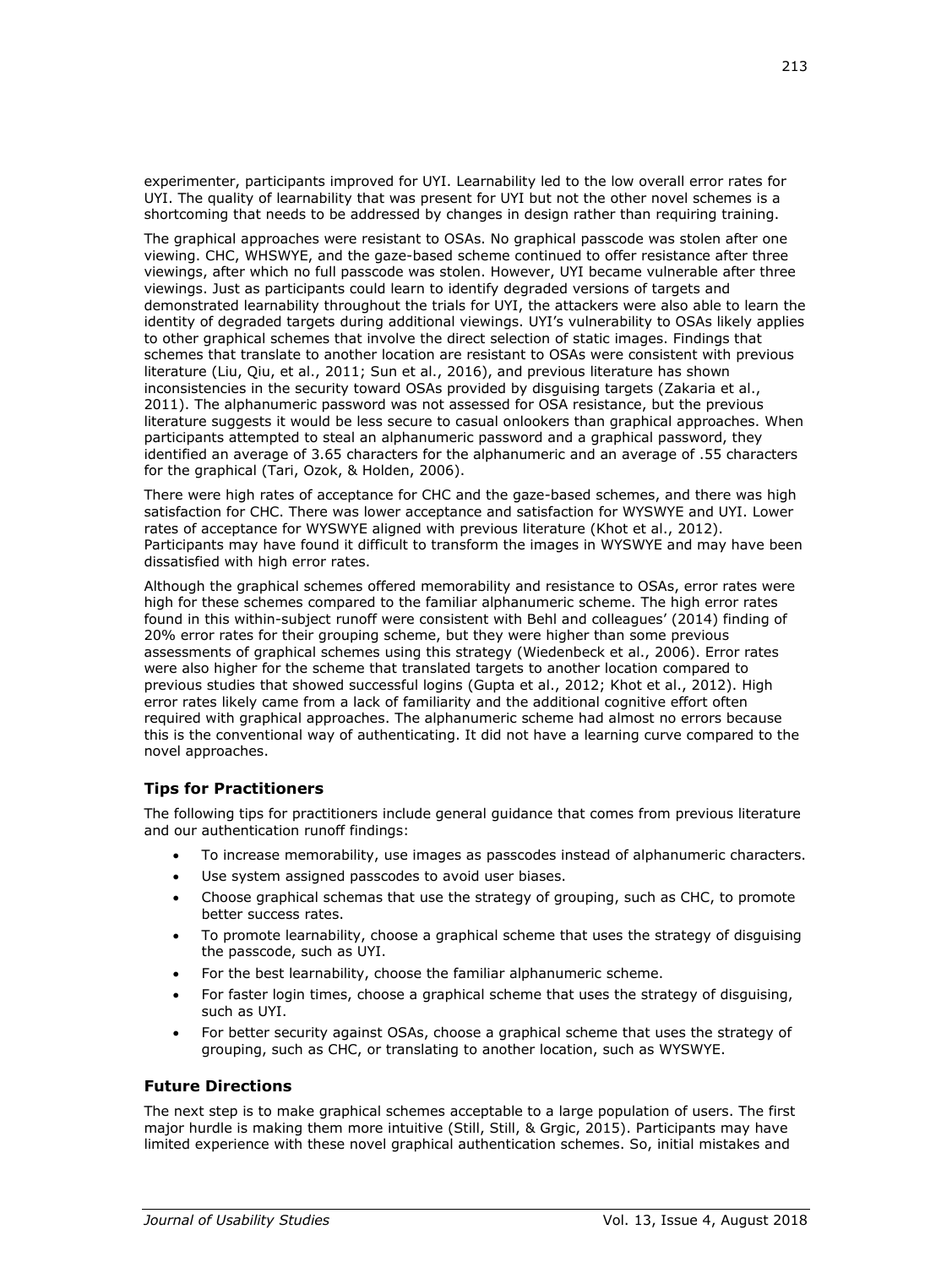experimenter, participants improved for UYI. Learnability led to the low overall error rates for UYI. The quality of learnability that was present for UYI but not the other novel schemes is a shortcoming that needs to be addressed by changes in design rather than requiring training.

The graphical approaches were resistant to OSAs. No graphical passcode was stolen after one viewing. CHC, WHSWYE, and the gaze-based scheme continued to offer resistance after three viewings, after which no full passcode was stolen. However, UYI became vulnerable after three viewings. Just as participants could learn to identify degraded versions of targets and demonstrated learnability throughout the trials for UYI, the attackers were also able to learn the identity of degraded targets during additional viewings. UYI's vulnerability to OSAs likely applies to other graphical schemes that involve the direct selection of static images. Findings that schemes that translate to another location are resistant to OSAs were consistent with previous literature (Liu, Qiu, et al., 2011; Sun et al., 2016), and previous literature has shown inconsistencies in the security toward OSAs provided by disguising targets (Zakaria et al., 2011). The alphanumeric password was not assessed for OSA resistance, but the previous literature suggests it would be less secure to casual onlookers than graphical approaches. When participants attempted to steal an alphanumeric password and a graphical password, they identified an average of 3.65 characters for the alphanumeric and an average of .55 characters for the graphical (Tari, Ozok, & Holden, 2006).

There were high rates of acceptance for CHC and the gaze-based schemes, and there was high satisfaction for CHC. There was lower acceptance and satisfaction for WYSWYE and UYI. Lower rates of acceptance for WYSWYE aligned with previous literature (Khot et al., 2012). Participants may have found it difficult to transform the images in WYSWYE and may have been dissatisfied with high error rates.

Although the graphical schemes offered memorability and resistance to OSAs, error rates were high for these schemes compared to the familiar alphanumeric scheme. The high error rates found in this within-subject runoff were consistent with Behl and colleagues' (2014) finding of 20% error rates for their grouping scheme, but they were higher than some previous assessments of graphical schemes using this strategy (Wiedenbeck et al., 2006). Error rates were also higher for the scheme that translated targets to another location compared to previous studies that showed successful logins (Gupta et al., 2012; Khot et al., 2012). High error rates likely came from a lack of familiarity and the additional cognitive effort often required with graphical approaches. The alphanumeric scheme had almost no errors because this is the conventional way of authenticating. It did not have a learning curve compared to the novel approaches.

### Tips for Practitioners

The following tips for practitioners include general guidance that comes from previous literature and our authentication runoff findings:

- To increase memorability, use images as passcodes instead of alphanumeric characters.
- Use system assigned passcodes to avoid user biases.
- Choose graphical schemas that use the strategy of grouping, such as CHC, to promote better success rates.
- To promote learnability, choose a graphical scheme that uses the strategy of disguising the passcode, such as UYI.
- For the best learnability, choose the familiar alphanumeric scheme.
- For faster login times, choose a graphical scheme that uses the strategy of disguising, such as UYI.
- For better security against OSAs, choose a graphical scheme that uses the strategy of grouping, such as CHC, or translating to another location, such as WYSWYE.

### Future Directions

The next step is to make graphical schemes acceptable to a large population of users. The first major hurdle is making them more intuitive (Still, Still, & Grgic, 2015). Participants may have limited experience with these novel graphical authentication schemes. So, initial mistakes and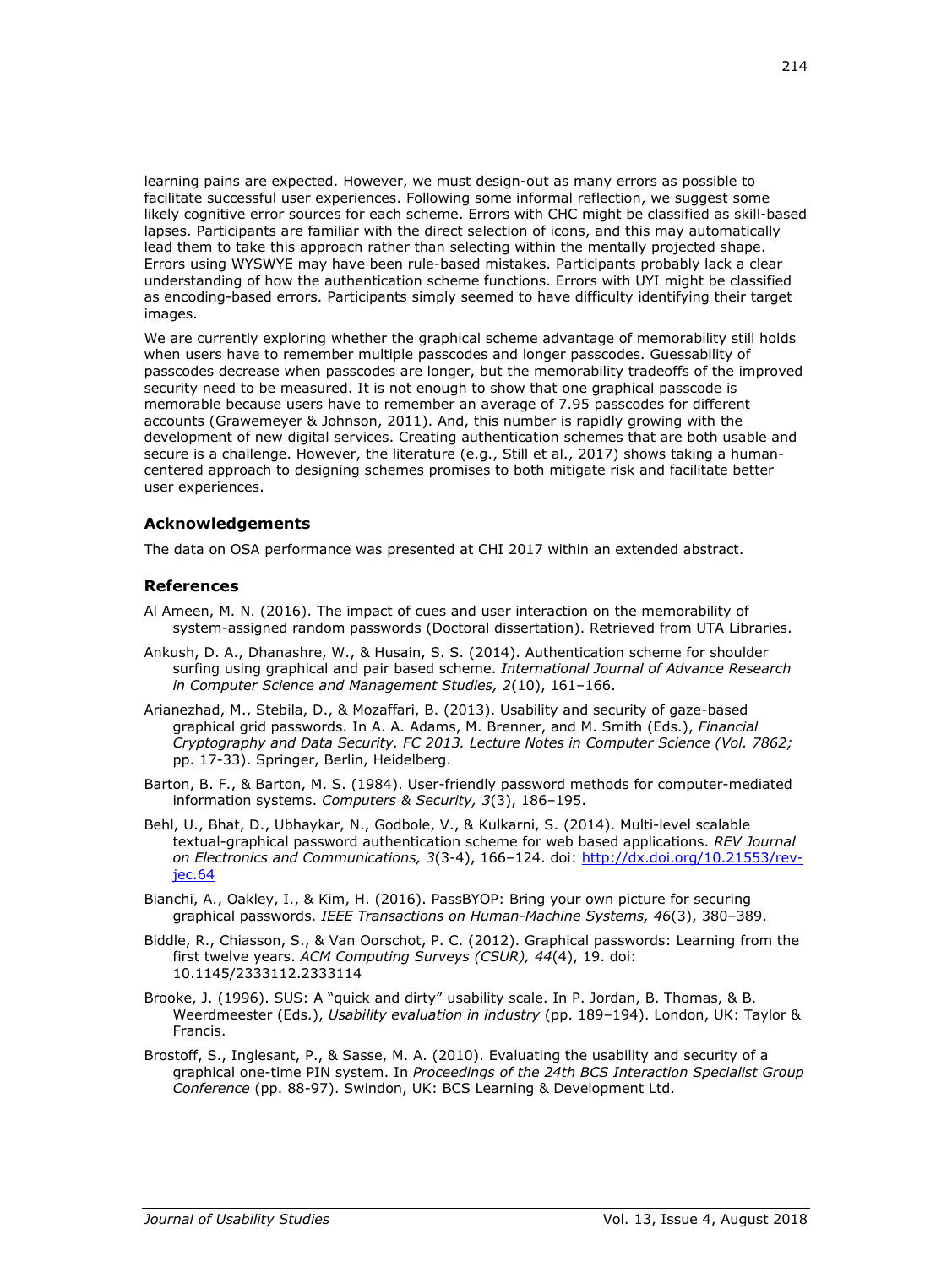learning pains are expected. However, we must design-out as many errors as possible to facilitate successful user experiences. Following some informal reflection, we suggest some likely cognitive error sources for each scheme. Errors with CHC might be classified as skill-based lapses. Participants are familiar with the direct selection of icons, and this may automatically lead them to take this approach rather than selecting within the mentally projected shape. Errors using WYSWYE may have been rule-based mistakes. Participants probably lack a clear understanding of how the authentication scheme functions. Errors with UYI might be classified as encoding-based errors. Participants simply seemed to have difficulty identifying their target images.

We are currently exploring whether the graphical scheme advantage of memorability still holds when users have to remember multiple passcodes and longer passcodes. Guessability of passcodes decrease when passcodes are longer, but the memorability tradeoffs of the improved security need to be measured. It is not enough to show that one graphical passcode is memorable because users have to remember an average of 7.95 passcodes for different accounts (Grawemeyer & Johnson, 2011). And, this number is rapidly growing with the development of new digital services. Creating authentication schemes that are both usable and secure is a challenge. However, the literature (e.g., Still et al., 2017) shows taking a human-centered approach to designing schemes promises to both mitigate risk and facilitate better user experiences.

### Acknowledgements

The data on OSA performance was presented at CHI 2017 within an extended abstract.

### References

Al Ameen, M. N. (2016). The impact of cues and user interaction on the memorability of system-assigned random passwords (Doctoral dissertation). Retrieved from UTA Libraries.

Ankush, D. A., Dhanashre, W., & Husain, S. S. (2014). Authentication scheme for shoulder surfing using graphical and pair based scheme. *International Journal of Advance Research in Computer Science and Management Studies, 2*(10), 161–166.

Arianezhad, M., Stebila, D., & Mozaffari, B. (2013). Usability and security of gaze-based graphical grid passwords. In A. A. Adams, M. Brenner, and M. Smith (Eds.), *Financial Cryptography and Data Security. FC 2013. Lecture Notes in Computer Science (Vol. 7862;* pp. 17-33). Springer, Berlin, Heidelberg.

Barton, B. F., & Barton, M. S. (1984). User-friendly password methods for computer-mediated information systems. *Computers & Security, 3*(3), 186–195.

Behl, U., Bhat, D., Ubhaykar, N., Godbole, V., & Kulkarni, S. (2014). Multi-level scalable textual-graphical password authentication scheme for web based applications. *REV Journal on Electronics and Communications, 3*(3-4), 166–124. doi: http://dx.doi.org/10.21553/rev-jec.64

Bianchi, A., Oakley, I., & Kim, H. (2016). PassBYOP: Bring your own picture for securing graphical passwords. *IEEE Transactions on Human-Machine Systems, 46*(3), 380–389.

Biddle, R., Chiasson, S., & Van Oorschot, P. C. (2012). Graphical passwords: Learning from the first twelve years. *ACM Computing Surveys (CSUR), 44*(4), 19. doi: 10.1145/2333112.2333114

Brooke, J. (1996). SUS: A "quick and dirty" usability scale. In P. Jordan, B. Thomas, & B. Weerdmeester (Eds.), *Usability evaluation in industry* (pp. 189–194). London, UK: Taylor & Francis.

Brostoff, S., Inglesant, P., & Sasse, M. A. (2010). Evaluating the usability and security of a graphical one-time PIN system. In *Proceedings of the 24th BCS Interaction Specialist Group Conference* (pp. 88-97). Swindon, UK: BCS Learning & Development Ltd.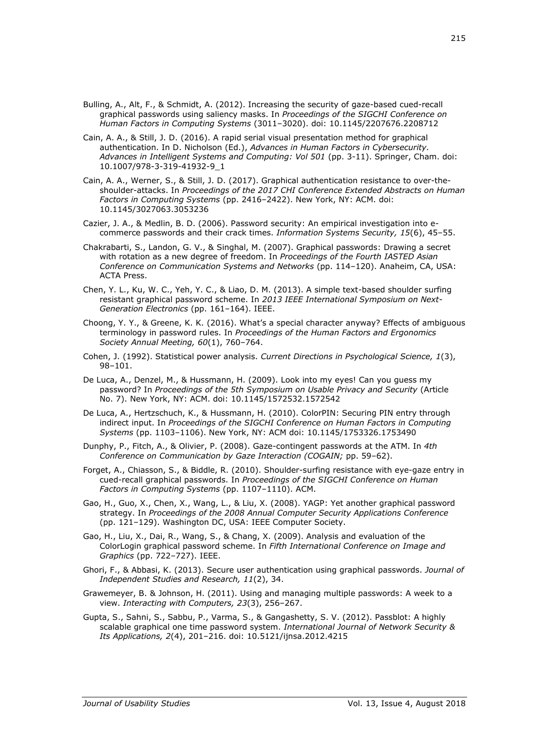Bulling, A., Alt, F., & Schmidt, A. (2012). Increasing the security of gaze-based cued-recall graphical passwords using saliency masks. In *Proceedings of the SIGCHI Conference on Human Factors in Computing Systems* (3011–3020). doi: 10.1145/2207676.2208712

Cain, A. A., & Still, J. D. (2016). A rapid serial visual presentation method for graphical authentication. In D. Nicholson (Ed.), *Advances in Human Factors in Cybersecurity. Advances in Intelligent Systems and Computing: Vol 501* (pp. 3-11). Springer, Cham. doi: 10.1007/978-3-319-41932-9_1

Cain, A. A., Werner, S., & Still, J. D. (2017). Graphical authentication resistance to over-the-shoulder-attacks. In *Proceedings of the 2017 CHI Conference Extended Abstracts on Human Factors in Computing Systems* (pp. 2416–2422). New York, NY: ACM. doi: 10.1145/3027063.3053236

Cazier, J. A., & Medlin, B. D. (2006). Password security: An empirical investigation into e-commerce passwords and their crack times. *Information Systems Security, 15*(6), 45–55.

Chakrabarti, S., Landon, G. V., & Singhal, M. (2007). Graphical passwords: Drawing a secret with rotation as a new degree of freedom. In *Proceedings of the Fourth IASTED Asian Conference on Communication Systems and Networks* (pp. 114–120). Anaheim, CA, USA: ACTA Press.

Chen, Y. L., Ku, W. C., Yeh, Y. C., & Liao, D. M. (2013). A simple text-based shoulder surfing resistant graphical password scheme. In *2013 IEEE International Symposium on Next-Generation Electronics* (pp. 161–164). IEEE.

Choong, Y. Y., & Greene, K. K. (2016). What's a special character anyway? Effects of ambiguous terminology in password rules. In *Proceedings of the Human Factors and Ergonomics Society Annual Meeting, 60*(1), 760–764.

Cohen, J. (1992). Statistical power analysis. *Current Directions in Psychological Science, 1*(3), 98–101.

De Luca, A., Denzel, M., & Hussmann, H. (2009). Look into my eyes! Can you guess my password? In *Proceedings of the 5th Symposium on Usable Privacy and Security* (Article No. 7). New York, NY: ACM. doi: 10.1145/1572532.1572542

De Luca, A., Hertzschuch, K., & Hussmann, H. (2010). ColorPIN: Securing PIN entry through indirect input. In *Proceedings of the SIGCHI Conference on Human Factors in Computing Systems* (pp. 1103–1106). New York, NY: ACM doi: 10.1145/1753326.1753490

Dunphy, P., Fitch, A., & Olivier, P. (2008). Gaze-contingent passwords at the ATM. In *4th Conference on Communication by Gaze Interaction (COGAIN;* pp. 59–62).

Forget, A., Chiasson, S., & Biddle, R. (2010). Shoulder-surfing resistance with eye-gaze entry in cued-recall graphical passwords. In *Proceedings of the SIGCHI Conference on Human Factors in Computing Systems* (pp. 1107–1110). ACM.

Gao, H., Guo, X., Chen, X., Wang, L., & Liu, X. (2008). YAGP: Yet another graphical password strategy. In *Proceedings of the 2008 Annual Computer Security Applications Conference* (pp. 121–129). Washington DC, USA: IEEE Computer Society.

Gao, H., Liu, X., Dai, R., Wang, S., & Chang, X. (2009). Analysis and evaluation of the ColorLogin graphical password scheme. In *Fifth International Conference on Image and Graphics* (pp. 722–727). IEEE.

Ghori, F., & Abbasi, K. (2013). Secure user authentication using graphical passwords. *Journal of Independent Studies and Research, 11*(2), 34.

Grawemeyer, B. & Johnson, H. (2011). Using and managing multiple passwords: A week to a view. *Interacting with Computers, 23*(3), 256–267.

Gupta, S., Sahni, S., Sabbu, P., Varma, S., & Gangashetty, S. V. (2012). Passblot: A highly scalable graphical one time password system. *International Journal of Network Security & Its Applications, 2*(4), 201–216. doi: 10.5121/ijnsa.2012.4215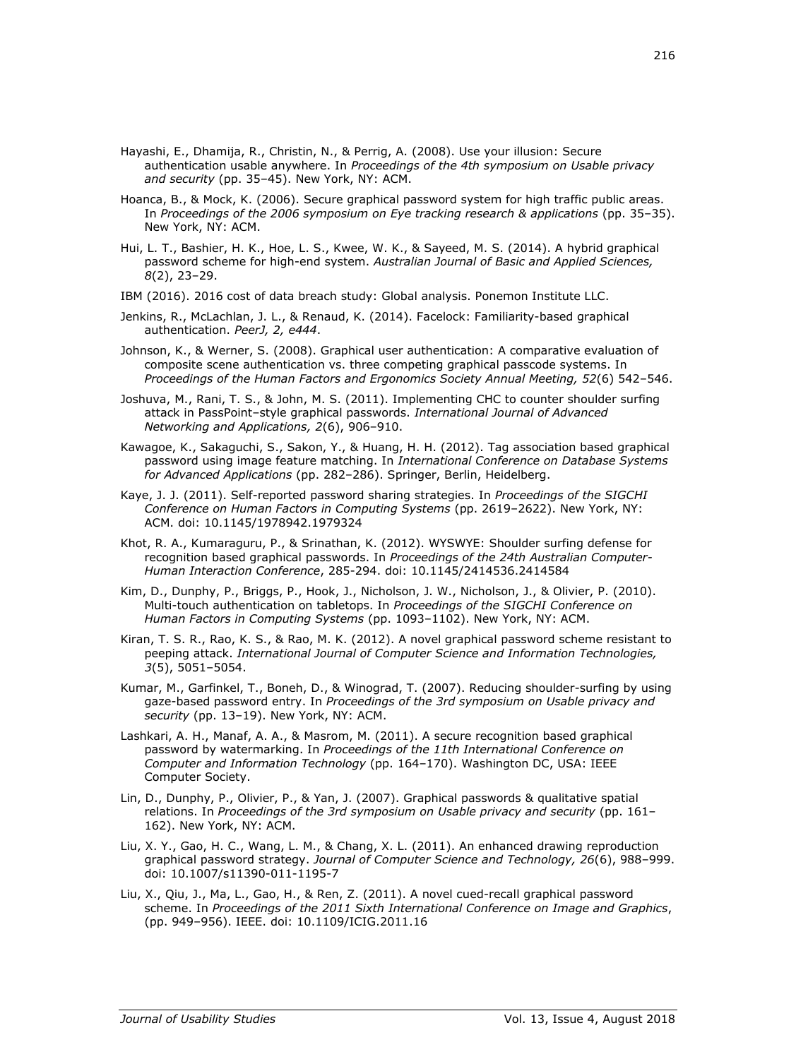Hayashi, E., Dhamija, R., Christin, N., & Perrig, A. (2008). Use your illusion: Secure authentication usable anywhere. In *Proceedings of the 4th symposium on Usable privacy and security* (pp. 35–45). New York, NY: ACM.

Hoanca, B., & Mock, K. (2006). Secure graphical password system for high traffic public areas. In *Proceedings of the 2006 symposium on Eye tracking research & applications* (pp. 35–35). New York, NY: ACM.

Hui, L. T., Bashier, H. K., Hoe, L. S., Kwee, W. K., & Sayeed, M. S. (2014). A hybrid graphical password scheme for high-end system. *Australian Journal of Basic and Applied Sciences, 8*(2), 23–29.

IBM (2016). 2016 cost of data breach study: Global analysis. Ponemon Institute LLC.

Jenkins, R., McLachlan, J. L., & Renaud, K. (2014). Facelock: Familiarity-based graphical authentication. *PeerJ, 2, e444*.

Johnson, K., & Werner, S. (2008). Graphical user authentication: A comparative evaluation of composite scene authentication vs. three competing graphical passcode systems. In *Proceedings of the Human Factors and Ergonomics Society Annual Meeting, 52*(6) 542–546.

Joshuva, M., Rani, T. S., & John, M. S. (2011). Implementing CHC to counter shoulder surfing attack in PassPoint–style graphical passwords. *International Journal of Advanced Networking and Applications, 2*(6), 906–910.

Kawagoe, K., Sakaguchi, S., Sakon, Y., & Huang, H. H. (2012). Tag association based graphical password using image feature matching. In *International Conference on Database Systems for Advanced Applications* (pp. 282–286). Springer, Berlin, Heidelberg.

Kaye, J. J. (2011). Self-reported password sharing strategies. In *Proceedings of the SIGCHI Conference on Human Factors in Computing Systems* (pp. 2619–2622). New York, NY: ACM. doi: 10.1145/1978942.1979324

Khot, R. A., Kumaraguru, P., & Srinathan, K. (2012). WYSWYE: Shoulder surfing defense for recognition based graphical passwords. In *Proceedings of the 24th Australian Computer-Human Interaction Conference*, 285-294. doi: 10.1145/2414536.2414584

Kim, D., Dunphy, P., Briggs, P., Hook, J., Nicholson, J. W., Nicholson, J., & Olivier, P. (2010). Multi-touch authentication on tabletops. In *Proceedings of the SIGCHI Conference on Human Factors in Computing Systems* (pp. 1093–1102). New York, NY: ACM.

Kiran, T. S. R., Rao, K. S., & Rao, M. K. (2012). A novel graphical password scheme resistant to peeping attack. *International Journal of Computer Science and Information Technologies, 3*(5), 5051–5054.

Kumar, M., Garfinkel, T., Boneh, D., & Winograd, T. (2007). Reducing shoulder-surfing by using gaze-based password entry. In *Proceedings of the 3rd symposium on Usable privacy and security* (pp. 13–19). New York, NY: ACM.

Lashkari, A. H., Manaf, A. A., & Masrom, M. (2011). A secure recognition based graphical password by watermarking. In *Proceedings of the 11th International Conference on Computer and Information Technology* (pp. 164–170). Washington DC, USA: IEEE Computer Society.

Lin, D., Dunphy, P., Olivier, P., & Yan, J. (2007). Graphical passwords & qualitative spatial relations. In *Proceedings of the 3rd symposium on Usable privacy and security* (pp. 161–162). New York, NY: ACM.

Liu, X. Y., Gao, H. C., Wang, L. M., & Chang, X. L. (2011). An enhanced drawing reproduction graphical password strategy. *Journal of Computer Science and Technology, 26*(6), 988–999. doi: 10.1007/s11390-011-1195-7

Liu, X., Qiu, J., Ma, L., Gao, H., & Ren, Z. (2011). A novel cued-recall graphical password scheme. In *Proceedings of the 2011 Sixth International Conference on Image and Graphics*, (pp. 949–956). IEEE. doi: 10.1109/ICIG.2011.16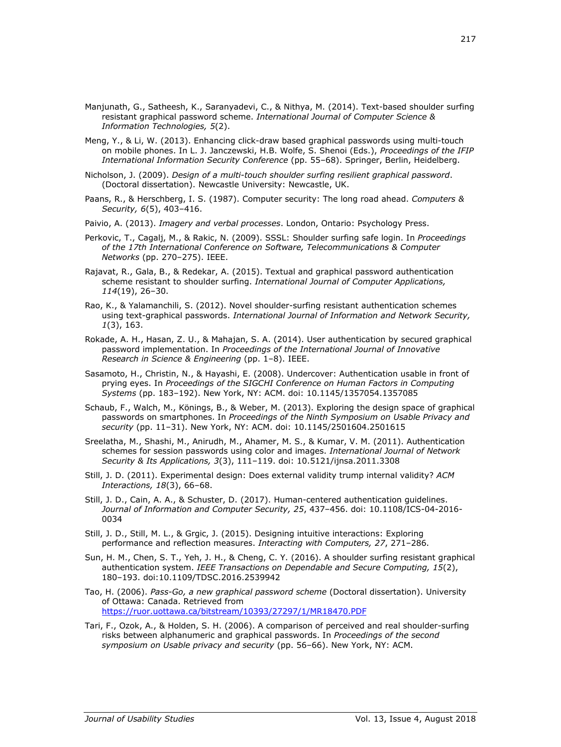Manjunath, G., Satheesh, K., Saranyadevi, C., & Nithya, M. (2014). Text-based shoulder surfing resistant graphical password scheme. *International Journal of Computer Science & Information Technologies, 5*(2).

Meng, Y., & Li, W. (2013). Enhancing click-draw based graphical passwords using multi-touch on mobile phones. In L. J. Janczewski, H.B. Wolfe, S. Shenoi (Eds.), *Proceedings of the IFIP International Information Security Conference* (pp. 55–68). Springer, Berlin, Heidelberg.

Nicholson, J. (2009). *Design of a multi-touch shoulder surfing resilient graphical password*. (Doctoral dissertation). Newcastle University: Newcastle, UK.

Paans, R., & Herschberg, I. S. (1987). Computer security: The long road ahead. *Computers & Security, 6*(5), 403–416.

Paivio, A. (2013). *Imagery and verbal processes*. London, Ontario: Psychology Press.

Perkovic, T., Cagalj, M., & Rakic, N. (2009). SSSL: Shoulder surfing safe login. In *Proceedings of the 17th International Conference on Software, Telecommunications & Computer Networks* (pp. 270–275). IEEE.

Rajavat, R., Gala, B., & Redekar, A. (2015). Textual and graphical password authentication scheme resistant to shoulder surfing. *International Journal of Computer Applications, 114*(19), 26–30.

Rao, K., & Yalamanchili, S. (2012). Novel shoulder-surfing resistant authentication schemes using text-graphical passwords. *International Journal of Information and Network Security, 1*(3), 163.

Rokade, A. H., Hasan, Z. U., & Mahajan, S. A. (2014). User authentication by secured graphical password implementation. In *Proceedings of the International Journal of Innovative Research in Science & Engineering* (pp. 1–8). IEEE.

Sasamoto, H., Christin, N., & Hayashi, E. (2008). Undercover: Authentication usable in front of prying eyes. In *Proceedings of the SIGCHI Conference on Human Factors in Computing Systems* (pp. 183–192). New York, NY: ACM. doi: 10.1145/1357054.1357085

Schaub, F., Walch, M., Könings, B., & Weber, M. (2013). Exploring the design space of graphical passwords on smartphones. In *Proceedings of the Ninth Symposium on Usable Privacy and security* (pp. 11–31). New York, NY: ACM. doi: 10.1145/2501604.2501615

Sreelatha, M., Shashi, M., Anirudh, M., Ahamer, M. S., & Kumar, V. M. (2011). Authentication schemes for session passwords using color and images. *International Journal of Network Security & Its Applications, 3*(3), 111–119. doi: 10.5121/ijnsa.2011.3308

Still, J. D. (2011). Experimental design: Does external validity trump internal validity? *ACM Interactions, 18*(3), 66–68.

Still, J. D., Cain, A. A., & Schuster, D. (2017). Human-centered authentication guidelines. *Journal of Information and Computer Security, 25*, 437–456. doi: 10.1108/ICS-04-2016-0034

Still, J. D., Still, M. L., & Grgic, J. (2015). Designing intuitive interactions: Exploring performance and reflection measures. *Interacting with Computers, 27*, 271–286.

Sun, H. M., Chen, S. T., Yeh, J. H., & Cheng, C. Y. (2016). A shoulder surfing resistant graphical authentication system. *IEEE Transactions on Dependable and Secure Computing, 15*(2), 180–193. doi:10.1109/TDSC.2016.2539942

Tao, H. (2006). *Pass-Go, a new graphical password scheme* (Doctoral dissertation). University of Ottawa: Canada. Retrieved from https://ruor.uottawa.ca/bitstream/10393/27297/1/MR18470.PDF

Tari, F., Ozok, A., & Holden, S. H. (2006). A comparison of perceived and real shoulder-surfing risks between alphanumeric and graphical passwords. In *Proceedings of the second symposium on Usable privacy and security* (pp. 56–66). New York, NY: ACM.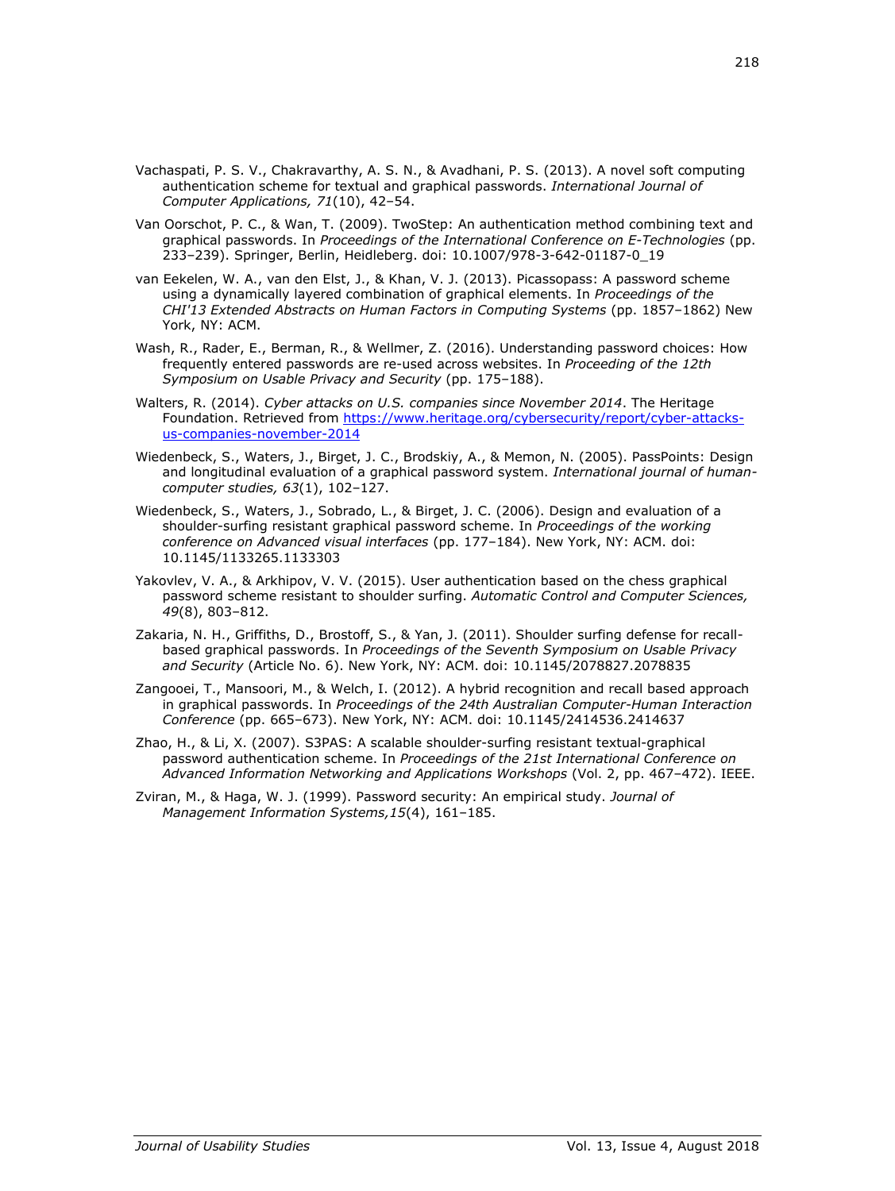Vachaspati, P. S. V., Chakravarthy, A. S. N., & Avadhani, P. S. (2013). A novel soft computing authentication scheme for textual and graphical passwords. *International Journal of Computer Applications, 71*(10), 42–54.

Van Oorschot, P. C., & Wan, T. (2009). TwoStep: An authentication method combining text and graphical passwords. In *Proceedings of the International Conference on E-Technologies* (pp. 233–239). Springer, Berlin, Heidleberg. doi: 10.1007/978-3-642-01187-0_19

van Eekelen, W. A., van den Elst, J., & Khan, V. J. (2013). Picassopass: A password scheme using a dynamically layered combination of graphical elements. In *Proceedings of the CHI'13 Extended Abstracts on Human Factors in Computing Systems* (pp. 1857–1862) New York, NY: ACM.

Wash, R., Rader, E., Berman, R., & Wellmer, Z. (2016). Understanding password choices: How frequently entered passwords are re-used across websites. In *Proceeding of the 12th Symposium on Usable Privacy and Security* (pp. 175–188).

Walters, R. (2014). *Cyber attacks on U.S. companies since November 2014*. The Heritage Foundation. Retrieved from https://www.heritage.org/cybersecurity/report/cyber-attacks-us-companies-november-2014

Wiedenbeck, S., Waters, J., Birget, J. C., Brodskiy, A., & Memon, N. (2005). PassPoints: Design and longitudinal evaluation of a graphical password system. *International journal of human-computer studies, 63*(1), 102–127.

Wiedenbeck, S., Waters, J., Sobrado, L., & Birget, J. C. (2006). Design and evaluation of a shoulder-surfing resistant graphical password scheme. In *Proceedings of the working conference on Advanced visual interfaces* (pp. 177–184). New York, NY: ACM. doi: 10.1145/1133265.1133303

Yakovlev, V. A., & Arkhipov, V. V. (2015). User authentication based on the chess graphical password scheme resistant to shoulder surfing. *Automatic Control and Computer Sciences, 49*(8), 803–812.

Zakaria, N. H., Griffiths, D., Brostoff, S., & Yan, J. (2011). Shoulder surfing defense for recall-based graphical passwords. In *Proceedings of the Seventh Symposium on Usable Privacy and Security* (Article No. 6). New York, NY: ACM. doi: 10.1145/2078827.2078835

Zangooei, T., Mansoori, M., & Welch, I. (2012). A hybrid recognition and recall based approach in graphical passwords. In *Proceedings of the 24th Australian Computer-Human Interaction Conference* (pp. 665–673). New York, NY: ACM. doi: 10.1145/2414536.2414637

Zhao, H., & Li, X. (2007). S3PAS: A scalable shoulder-surfing resistant textual-graphical password authentication scheme. In *Proceedings of the 21st International Conference on Advanced Information Networking and Applications Workshops* (Vol. 2, pp. 467–472). IEEE.

Zviran, M., & Haga, W. J. (1999). Password security: An empirical study. *Journal of Management Information Systems,15*(4), 161–185.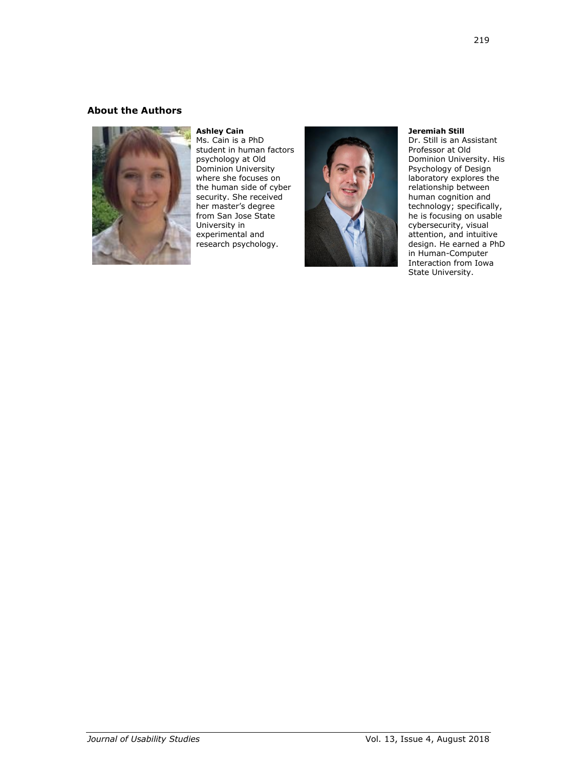## About the Authors

**Ashley Cain**
Ms. Cain is a PhD student in human factors psychology at Old Dominion University where she focuses on the human side of cyber security. She received her master's degree from San Jose State University in experimental and research psychology.

**Jeremiah Still**
Dr. Still is an Assistant Professor at Old Dominion University. His Psychology of Design laboratory explores the relationship between human cognition and technology; specifically, he is focusing on usable cybersecurity, visual attention, and intuitive design. He earned a PhD in Human-Computer Interaction from Iowa State University.